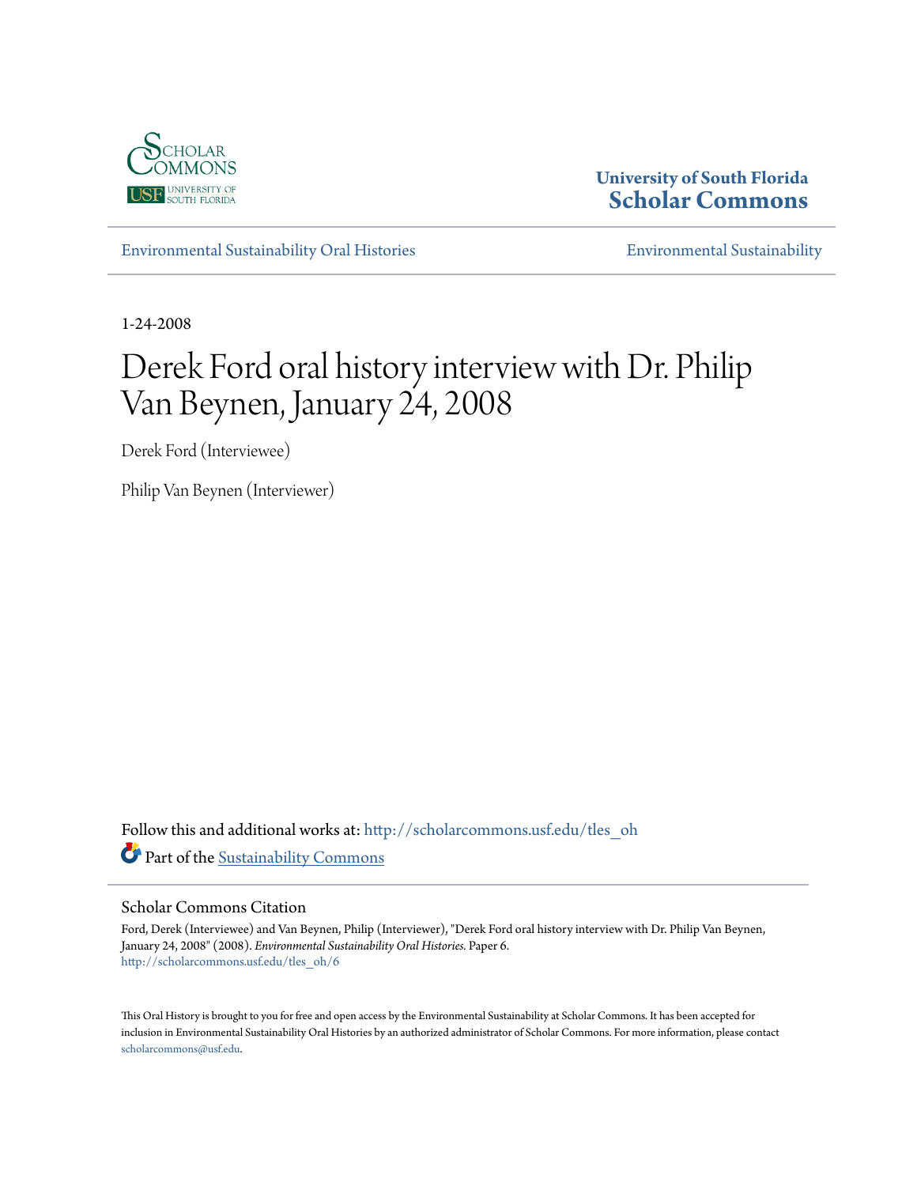University of South Florida
**Scholar Commons**

Environmental Sustainability Oral Histories | Environmental Sustainability

1-24-2008

# Derek Ford oral history interview with Dr. Philip Van Beynen, January 24, 2008

Derek Ford (Interviewee)

Philip Van Beynen (Interviewer)

Follow this and additional works at: http://scholarcommons.usf.edu/tles_oh

Part of the Sustainability Commons

## Scholar Commons Citation

Ford, Derek (Interviewee) and Van Beynen, Philip (Interviewer), "Derek Ford oral history interview with Dr. Philip Van Beynen, January 24, 2008" (2008). *Environmental Sustainability Oral Histories*. Paper 6.
http://scholarcommons.usf.edu/tles_oh/6

This Oral History is brought to you for free and open access by the Environmental Sustainability at Scholar Commons. It has been accepted for inclusion in Environmental Sustainability Oral Histories by an authorized administrator of Scholar Commons. For more information, please contact scholarcommons@usf.edu.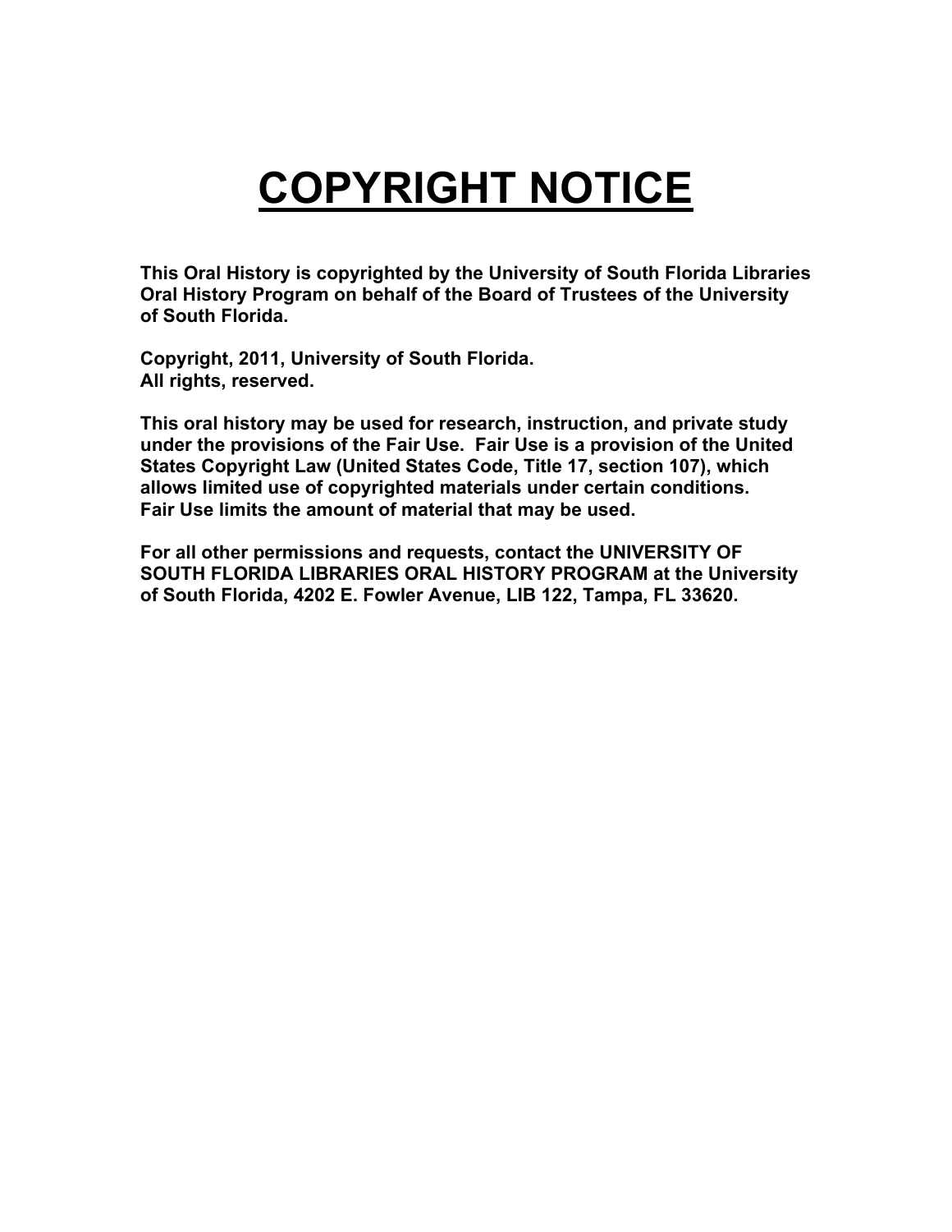# COPYRIGHT NOTICE

**This Oral History is copyrighted by the University of South Florida Libraries Oral History Program on behalf of the Board of Trustees of the University of South Florida.**

**Copyright, 2011, University of South Florida. All rights, reserved.**

**This oral history may be used for research, instruction, and private study under the provisions of the Fair Use. Fair Use is a provision of the United States Copyright Law (United States Code, Title 17, section 107), which allows limited use of copyrighted materials under certain conditions. Fair Use limits the amount of material that may be used.**

**For all other permissions and requests, contact the UNIVERSITY OF SOUTH FLORIDA LIBRARIES ORAL HISTORY PROGRAM at the University of South Florida, 4202 E. Fowler Avenue, LIB 122, Tampa, FL 33620.**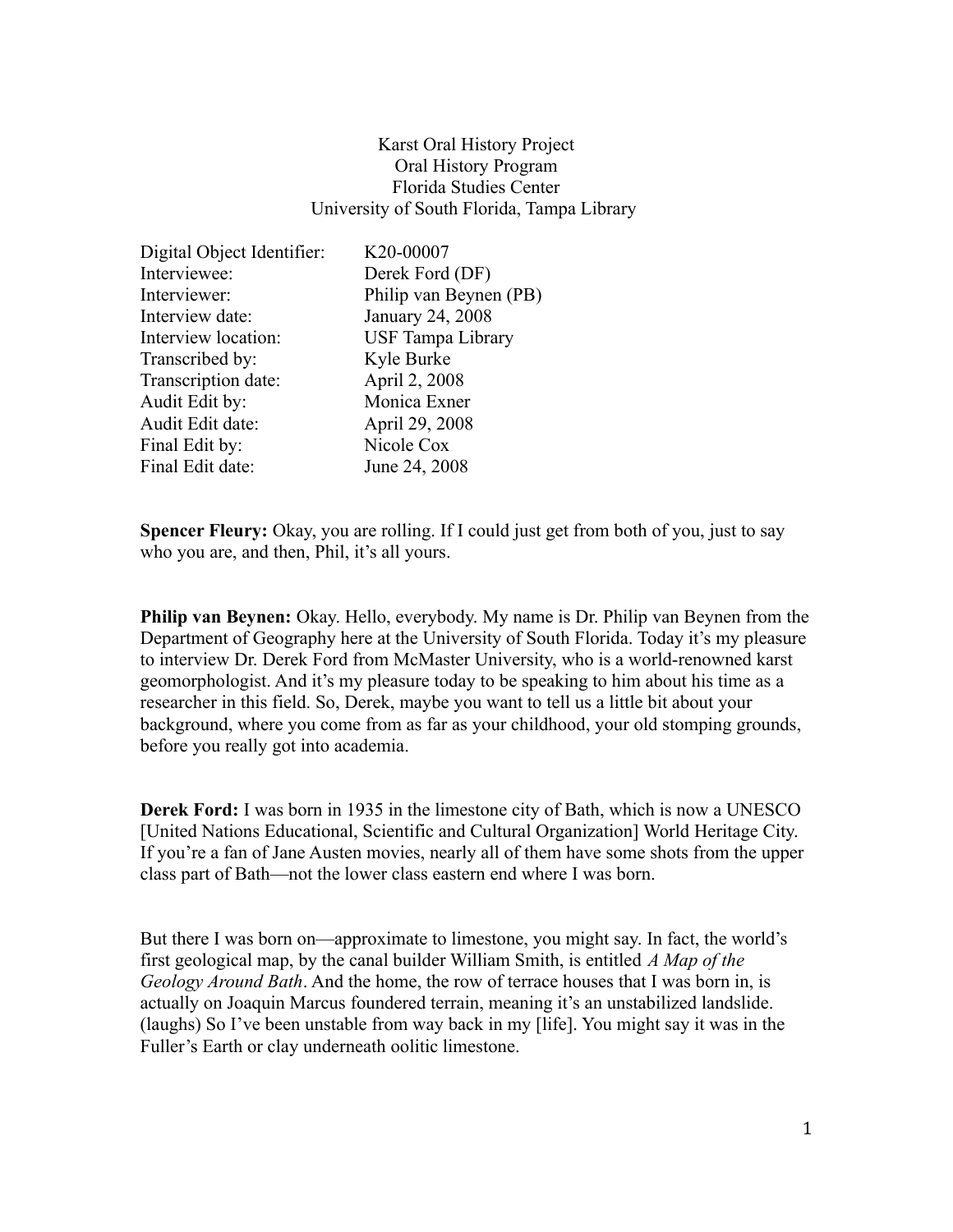Karst Oral History Project
Oral History Program
Florida Studies Center
University of South Florida, Tampa Library

| | |
|---|---|
| Digital Object Identifier: | K20-00007 |
| Interviewee: | Derek Ford (DF) |
| Interviewer: | Philip van Beynen (PB) |
| Interview date: | January 24, 2008 |
| Interview location: | USF Tampa Library |
| Transcribed by: | Kyle Burke |
| Transcription date: | April 2, 2008 |
| Audit Edit by: | Monica Exner |
| Audit Edit date: | April 29, 2008 |
| Final Edit by: | Nicole Cox |
| Final Edit date: | June 24, 2008 |

**Spencer Fleury:** Okay, you are rolling. If I could just get from both of you, just to say who you are, and then, Phil, it's all yours.

**Philip van Beynen:** Okay. Hello, everybody. My name is Dr. Philip van Beynen from the Department of Geography here at the University of South Florida. Today it's my pleasure to interview Dr. Derek Ford from McMaster University, who is a world-renowned karst geomorphologist. And it's my pleasure today to be speaking to him about his time as a researcher in this field. So, Derek, maybe you want to tell us a little bit about your background, where you come from as far as your childhood, your old stomping grounds, before you really got into academia.

**Derek Ford:** I was born in 1935 in the limestone city of Bath, which is now a UNESCO [United Nations Educational, Scientific and Cultural Organization] World Heritage City. If you're a fan of Jane Austen movies, nearly all of them have some shots from the upper class part of Bath—not the lower class eastern end where I was born.

But there I was born on—approximate to limestone, you might say. In fact, the world's first geological map, by the canal builder William Smith, is entitled *A Map of the Geology Around Bath*. And the home, the row of terrace houses that I was born in, is actually on Joaquin Marcus foundered terrain, meaning it's an unstabilized landslide. (laughs) So I've been unstable from way back in my [life]. You might say it was in the Fuller's Earth or clay underneath oolitic limestone.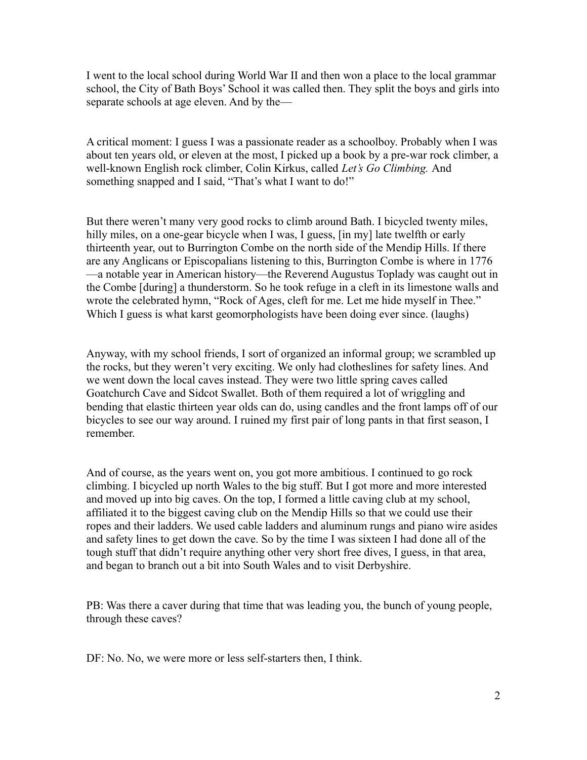I went to the local school during World War II and then won a place to the local grammar school, the City of Bath Boys' School it was called then. They split the boys and girls into separate schools at age eleven. And by the—

A critical moment: I guess I was a passionate reader as a schoolboy. Probably when I was about ten years old, or eleven at the most, I picked up a book by a pre-war rock climber, a well-known English rock climber, Colin Kirkus, called *Let's Go Climbing.* And something snapped and I said, "That's what I want to do!"

But there weren't many very good rocks to climb around Bath. I bicycled twenty miles, hilly miles, on a one-gear bicycle when I was, I guess, [in my] late twelfth or early thirteenth year, out to Burrington Combe on the north side of the Mendip Hills. If there are any Anglicans or Episcopalians listening to this, Burrington Combe is where in 1776—a notable year in American history—the Reverend Augustus Toplady was caught out in the Combe [during] a thunderstorm. So he took refuge in a cleft in its limestone walls and wrote the celebrated hymn, "Rock of Ages, cleft for me. Let me hide myself in Thee." Which I guess is what karst geomorphologists have been doing ever since. (laughs)

Anyway, with my school friends, I sort of organized an informal group; we scrambled up the rocks, but they weren't very exciting. We only had clotheslines for safety lines. And we went down the local caves instead. They were two little spring caves called Goatchurch Cave and Sidcot Swallet. Both of them required a lot of wriggling and bending that elastic thirteen year olds can do, using candles and the front lamps off of our bicycles to see our way around. I ruined my first pair of long pants in that first season, I remember.

And of course, as the years went on, you got more ambitious. I continued to go rock climbing. I bicycled up north Wales to the big stuff. But I got more and more interested and moved up into big caves. On the top, I formed a little caving club at my school, affiliated it to the biggest caving club on the Mendip Hills so that we could use their ropes and their ladders. We used cable ladders and aluminum rungs and piano wire asides and safety lines to get down the cave. So by the time I was sixteen I had done all of the tough stuff that didn't require anything other very short free dives, I guess, in that area, and began to branch out a bit into South Wales and to visit Derbyshire.

PB: Was there a caver during that time that was leading you, the bunch of young people, through these caves?

DF: No. No, we were more or less self-starters then, I think.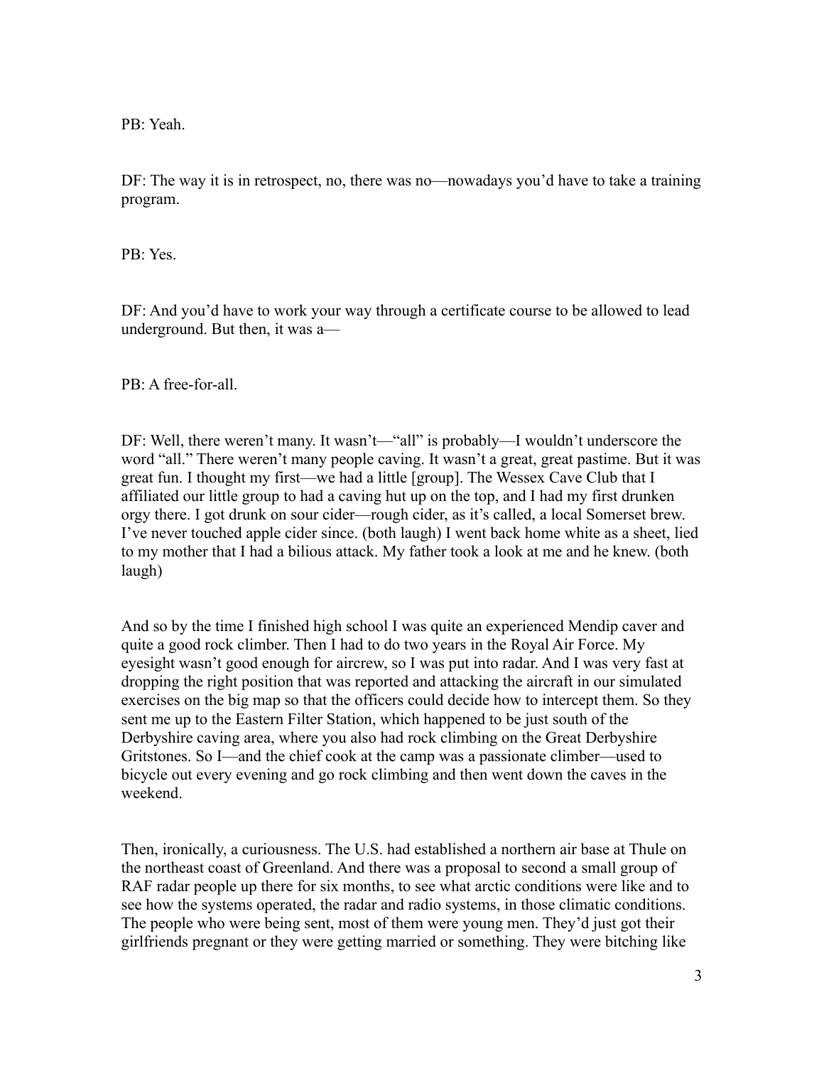PB: Yeah.

DF: The way it is in retrospect, no, there was no—nowadays you'd have to take a training program.

PB: Yes.

DF: And you'd have to work your way through a certificate course to be allowed to lead underground. But then, it was a—

PB: A free-for-all.

DF: Well, there weren't many. It wasn't—"all" is probably—I wouldn't underscore the word "all." There weren't many people caving. It wasn't a great, great pastime. But it was great fun. I thought my first—we had a little [group]. The Wessex Cave Club that I affiliated our little group to had a caving hut up on the top, and I had my first drunken orgy there. I got drunk on sour cider—rough cider, as it's called, a local Somerset brew. I've never touched apple cider since. (both laugh) I went back home white as a sheet, lied to my mother that I had a bilious attack. My father took a look at me and he knew. (both laugh)

And so by the time I finished high school I was quite an experienced Mendip caver and quite a good rock climber. Then I had to do two years in the Royal Air Force. My eyesight wasn't good enough for aircrew, so I was put into radar. And I was very fast at dropping the right position that was reported and attacking the aircraft in our simulated exercises on the big map so that the officers could decide how to intercept them. So they sent me up to the Eastern Filter Station, which happened to be just south of the Derbyshire caving area, where you also had rock climbing on the Great Derbyshire Gritstones. So I—and the chief cook at the camp was a passionate climber—used to bicycle out every evening and go rock climbing and then went down the caves in the weekend.

Then, ironically, a curiousness. The U.S. had established a northern air base at Thule on the northeast coast of Greenland. And there was a proposal to second a small group of RAF radar people up there for six months, to see what arctic conditions were like and to see how the systems operated, the radar and radio systems, in those climatic conditions. The people who were being sent, most of them were young men. They'd just got their girlfriends pregnant or they were getting married or something. They were bitching like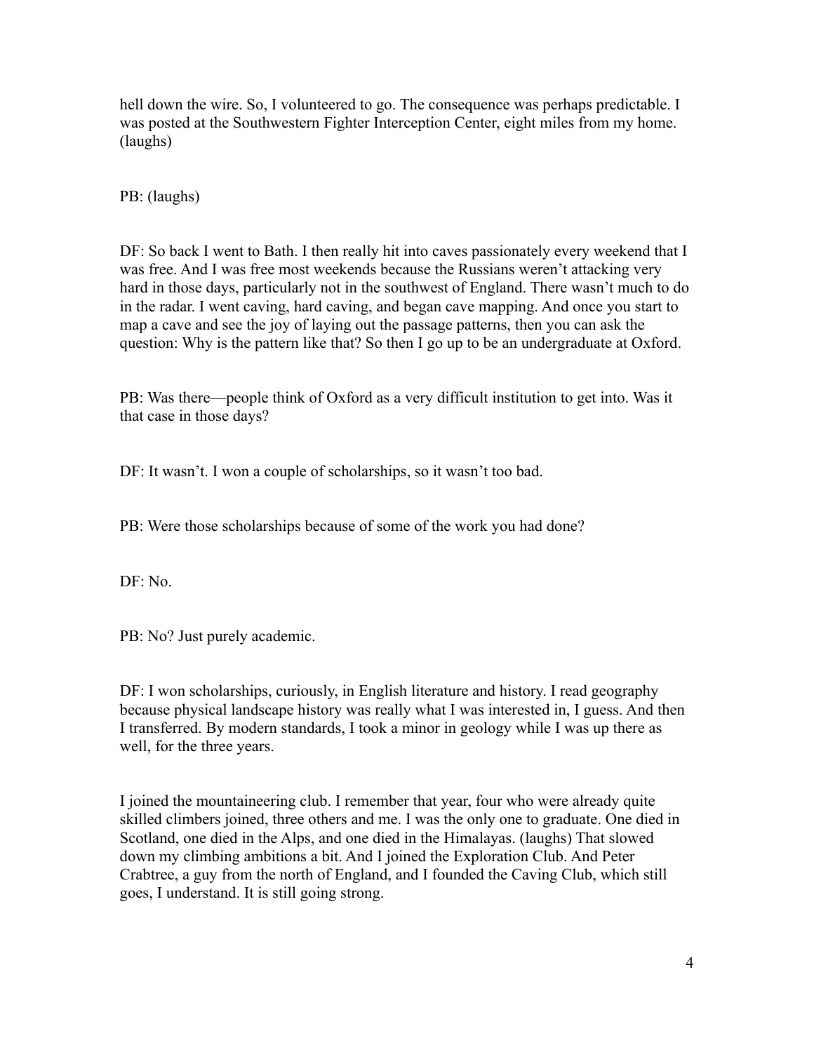hell down the wire. So, I volunteered to go. The consequence was perhaps predictable. I was posted at the Southwestern Fighter Interception Center, eight miles from my home. (laughs)

PB: (laughs)

DF: So back I went to Bath. I then really hit into caves passionately every weekend that I was free. And I was free most weekends because the Russians weren't attacking very hard in those days, particularly not in the southwest of England. There wasn't much to do in the radar. I went caving, hard caving, and began cave mapping. And once you start to map a cave and see the joy of laying out the passage patterns, then you can ask the question: Why is the pattern like that? So then I go up to be an undergraduate at Oxford.

PB: Was there—people think of Oxford as a very difficult institution to get into. Was it that case in those days?

DF: It wasn't. I won a couple of scholarships, so it wasn't too bad.

PB: Were those scholarships because of some of the work you had done?

DF: No.

PB: No? Just purely academic.

DF: I won scholarships, curiously, in English literature and history. I read geography because physical landscape history was really what I was interested in, I guess. And then I transferred. By modern standards, I took a minor in geology while I was up there as well, for the three years.

I joined the mountaineering club. I remember that year, four who were already quite skilled climbers joined, three others and me. I was the only one to graduate. One died in Scotland, one died in the Alps, and one died in the Himalayas. (laughs) That slowed down my climbing ambitions a bit. And I joined the Exploration Club. And Peter Crabtree, a guy from the north of England, and I founded the Caving Club, which still goes, I understand. It is still going strong.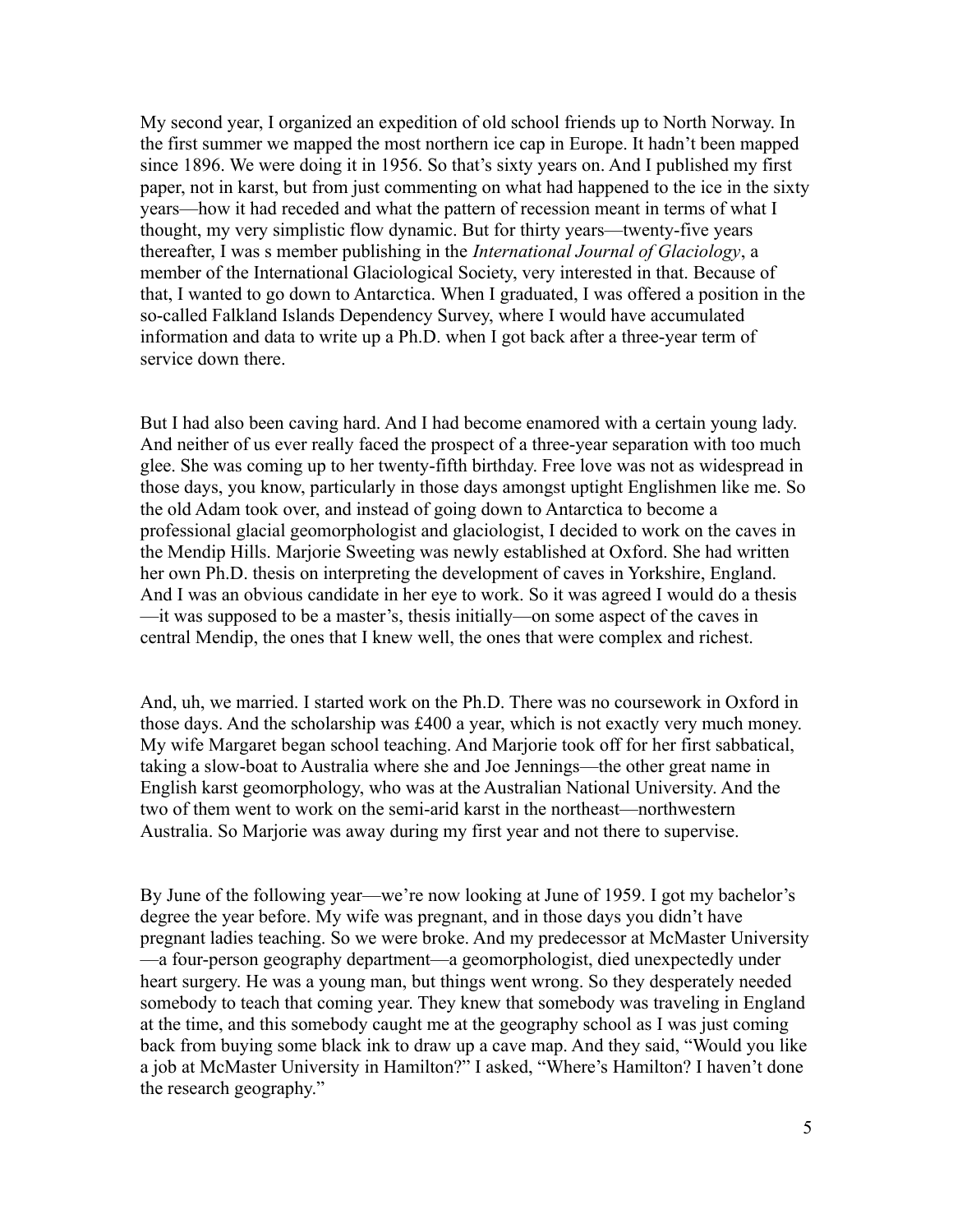My second year, I organized an expedition of old school friends up to North Norway. In the first summer we mapped the most northern ice cap in Europe. It hadn't been mapped since 1896. We were doing it in 1956. So that's sixty years on. And I published my first paper, not in karst, but from just commenting on what had happened to the ice in the sixty years—how it had receded and what the pattern of recession meant in terms of what I thought, my very simplistic flow dynamic. But for thirty years—twenty-five years thereafter, I was s member publishing in the *International Journal of Glaciology*, a member of the International Glaciological Society, very interested in that. Because of that, I wanted to go down to Antarctica. When I graduated, I was offered a position in the so-called Falkland Islands Dependency Survey, where I would have accumulated information and data to write up a Ph.D. when I got back after a three-year term of service down there.

But I had also been caving hard. And I had become enamored with a certain young lady. And neither of us ever really faced the prospect of a three-year separation with too much glee. She was coming up to her twenty-fifth birthday. Free love was not as widespread in those days, you know, particularly in those days amongst uptight Englishmen like me. So the old Adam took over, and instead of going down to Antarctica to become a professional glacial geomorphologist and glaciologist, I decided to work on the caves in the Mendip Hills. Marjorie Sweeting was newly established at Oxford. She had written her own Ph.D. thesis on interpreting the development of caves in Yorkshire, England. And I was an obvious candidate in her eye to work. So it was agreed I would do a thesis—it was supposed to be a master's, thesis initially—on some aspect of the caves in central Mendip, the ones that I knew well, the ones that were complex and richest.

And, uh, we married. I started work on the Ph.D. There was no coursework in Oxford in those days. And the scholarship was £400 a year, which is not exactly very much money. My wife Margaret began school teaching. And Marjorie took off for her first sabbatical, taking a slow-boat to Australia where she and Joe Jennings—the other great name in English karst geomorphology, who was at the Australian National University. And the two of them went to work on the semi-arid karst in the northeast—northwestern Australia. So Marjorie was away during my first year and not there to supervise.

By June of the following year—we're now looking at June of 1959. I got my bachelor's degree the year before. My wife was pregnant, and in those days you didn't have pregnant ladies teaching. So we were broke. And my predecessor at McMaster University—a four-person geography department—a geomorphologist, died unexpectedly under heart surgery. He was a young man, but things went wrong. So they desperately needed somebody to teach that coming year. They knew that somebody was traveling in England at the time, and this somebody caught me at the geography school as I was just coming back from buying some black ink to draw up a cave map. And they said, "Would you like a job at McMaster University in Hamilton?" I asked, "Where's Hamilton? I haven't done the research geography."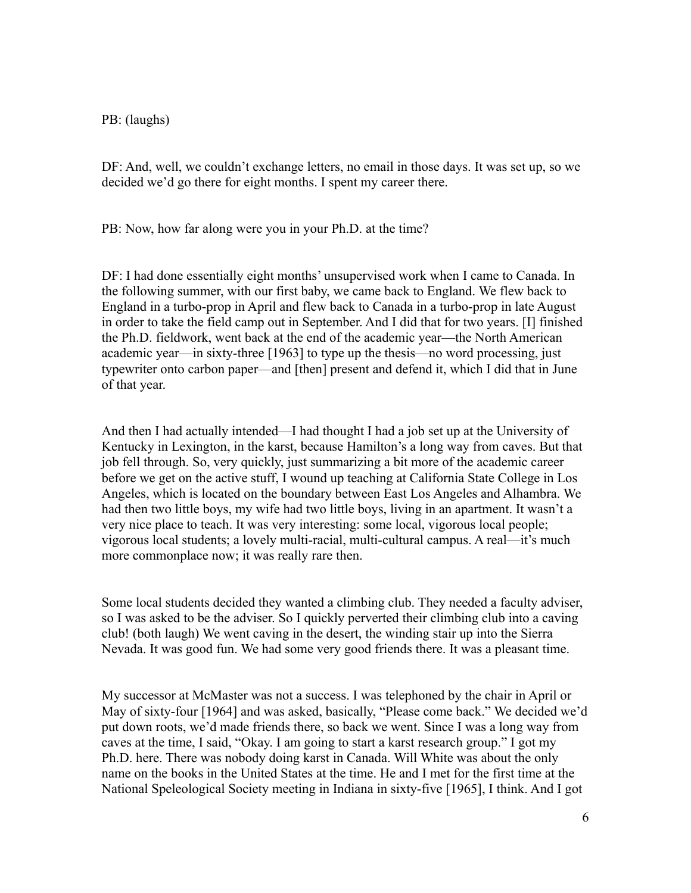PB: (laughs)

DF: And, well, we couldn't exchange letters, no email in those days. It was set up, so we decided we'd go there for eight months. I spent my career there.

PB: Now, how far along were you in your Ph.D. at the time?

DF: I had done essentially eight months' unsupervised work when I came to Canada. In the following summer, with our first baby, we came back to England. We flew back to England in a turbo-prop in April and flew back to Canada in a turbo-prop in late August in order to take the field camp out in September. And I did that for two years. [I] finished the Ph.D. fieldwork, went back at the end of the academic year—the North American academic year—in sixty-three [1963] to type up the thesis—no word processing, just typewriter onto carbon paper—and [then] present and defend it, which I did that in June of that year.

And then I had actually intended—I had thought I had a job set up at the University of Kentucky in Lexington, in the karst, because Hamilton's a long way from caves. But that job fell through. So, very quickly, just summarizing a bit more of the academic career before we get on the active stuff, I wound up teaching at California State College in Los Angeles, which is located on the boundary between East Los Angeles and Alhambra. We had then two little boys, my wife had two little boys, living in an apartment. It wasn't a very nice place to teach. It was very interesting: some local, vigorous local people; vigorous local students; a lovely multi-racial, multi-cultural campus. A real—it's much more commonplace now; it was really rare then.

Some local students decided they wanted a climbing club. They needed a faculty adviser, so I was asked to be the adviser. So I quickly perverted their climbing club into a caving club! (both laugh) We went caving in the desert, the winding stair up into the Sierra Nevada. It was good fun. We had some very good friends there. It was a pleasant time.

My successor at McMaster was not a success. I was telephoned by the chair in April or May of sixty-four [1964] and was asked, basically, "Please come back." We decided we'd put down roots, we'd made friends there, so back we went. Since I was a long way from caves at the time, I said, "Okay. I am going to start a karst research group." I got my Ph.D. here. There was nobody doing karst in Canada. Will White was about the only name on the books in the United States at the time. He and I met for the first time at the National Speleological Society meeting in Indiana in sixty-five [1965], I think. And I got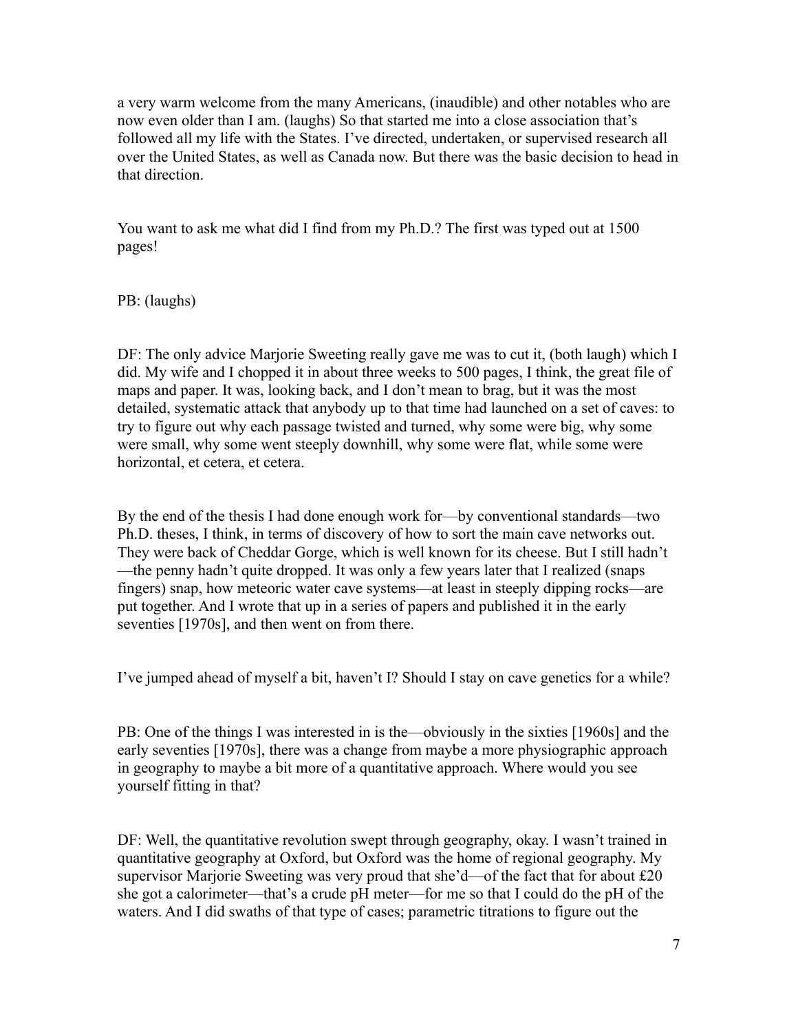a very warm welcome from the many Americans, (inaudible) and other notables who are now even older than I am. (laughs) So that started me into a close association that's followed all my life with the States. I've directed, undertaken, or supervised research all over the United States, as well as Canada now. But there was the basic decision to head in that direction.

You want to ask me what did I find from my Ph.D.? The first was typed out at 1500 pages!

PB: (laughs)

DF: The only advice Marjorie Sweeting really gave me was to cut it, (both laugh) which I did. My wife and I chopped it in about three weeks to 500 pages, I think, the great file of maps and paper. It was, looking back, and I don't mean to brag, but it was the most detailed, systematic attack that anybody up to that time had launched on a set of caves: to try to figure out why each passage twisted and turned, why some were big, why some were small, why some went steeply downhill, why some were flat, while some were horizontal, et cetera, et cetera.

By the end of the thesis I had done enough work for—by conventional standards—two Ph.D. theses, I think, in terms of discovery of how to sort the main cave networks out. They were back of Cheddar Gorge, which is well known for its cheese. But I still hadn't—the penny hadn't quite dropped. It was only a few years later that I realized (snaps fingers) snap, how meteoric water cave systems—at least in steeply dipping rocks—are put together. And I wrote that up in a series of papers and published it in the early seventies [1970s], and then went on from there.

I've jumped ahead of myself a bit, haven't I? Should I stay on cave genetics for a while?

PB: One of the things I was interested in is the—obviously in the sixties [1960s] and the early seventies [1970s], there was a change from maybe a more physiographic approach in geography to maybe a bit more of a quantitative approach. Where would you see yourself fitting in that?

DF: Well, the quantitative revolution swept through geography, okay. I wasn't trained in quantitative geography at Oxford, but Oxford was the home of regional geography. My supervisor Marjorie Sweeting was very proud that she'd—of the fact that for about £20 she got a calorimeter—that's a crude pH meter—for me so that I could do the pH of the waters. And I did swaths of that type of cases; parametric titrations to figure out the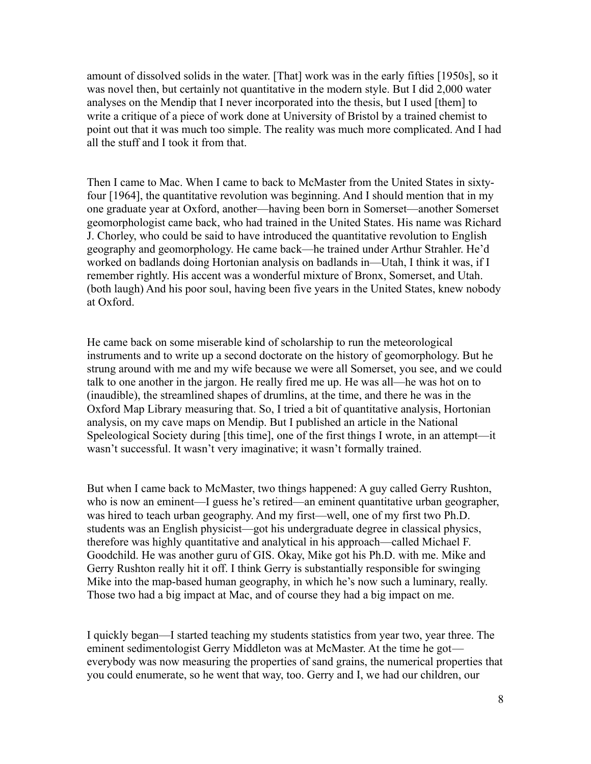amount of dissolved solids in the water. [That] work was in the early fifties [1950s], so it was novel then, but certainly not quantitative in the modern style. But I did 2,000 water analyses on the Mendip that I never incorporated into the thesis, but I used [them] to write a critique of a piece of work done at University of Bristol by a trained chemist to point out that it was much too simple. The reality was much more complicated. And I had all the stuff and I took it from that.

Then I came to Mac. When I came to back to McMaster from the United States in sixty-four [1964], the quantitative revolution was beginning. And I should mention that in my one graduate year at Oxford, another—having been born in Somerset—another Somerset geomorphologist came back, who had trained in the United States. His name was Richard J. Chorley, who could be said to have introduced the quantitative revolution to English geography and geomorphology. He came back—he trained under Arthur Strahler. He'd worked on badlands doing Hortonian analysis on badlands in—Utah, I think it was, if I remember rightly. His accent was a wonderful mixture of Bronx, Somerset, and Utah. (both laugh) And his poor soul, having been five years in the United States, knew nobody at Oxford.

He came back on some miserable kind of scholarship to run the meteorological instruments and to write up a second doctorate on the history of geomorphology. But he strung around with me and my wife because we were all Somerset, you see, and we could talk to one another in the jargon. He really fired me up. He was all—he was hot on to (inaudible), the streamlined shapes of drumlins, at the time, and there he was in the Oxford Map Library measuring that. So, I tried a bit of quantitative analysis, Hortonian analysis, on my cave maps on Mendip. But I published an article in the National Speleological Society during [this time], one of the first things I wrote, in an attempt—it wasn't successful. It wasn't very imaginative; it wasn't formally trained.

But when I came back to McMaster, two things happened: A guy called Gerry Rushton, who is now an eminent—I guess he's retired—an eminent quantitative urban geographer, was hired to teach urban geography. And my first—well, one of my first two Ph.D. students was an English physicist—got his undergraduate degree in classical physics, therefore was highly quantitative and analytical in his approach—called Michael F. Goodchild. He was another guru of GIS. Okay, Mike got his Ph.D. with me. Mike and Gerry Rushton really hit it off. I think Gerry is substantially responsible for swinging Mike into the map-based human geography, in which he's now such a luminary, really. Those two had a big impact at Mac, and of course they had a big impact on me.

I quickly began—I started teaching my students statistics from year two, year three. The eminent sedimentologist Gerry Middleton was at McMaster. At the time he got—everybody was now measuring the properties of sand grains, the numerical properties that you could enumerate, so he went that way, too. Gerry and I, we had our children, our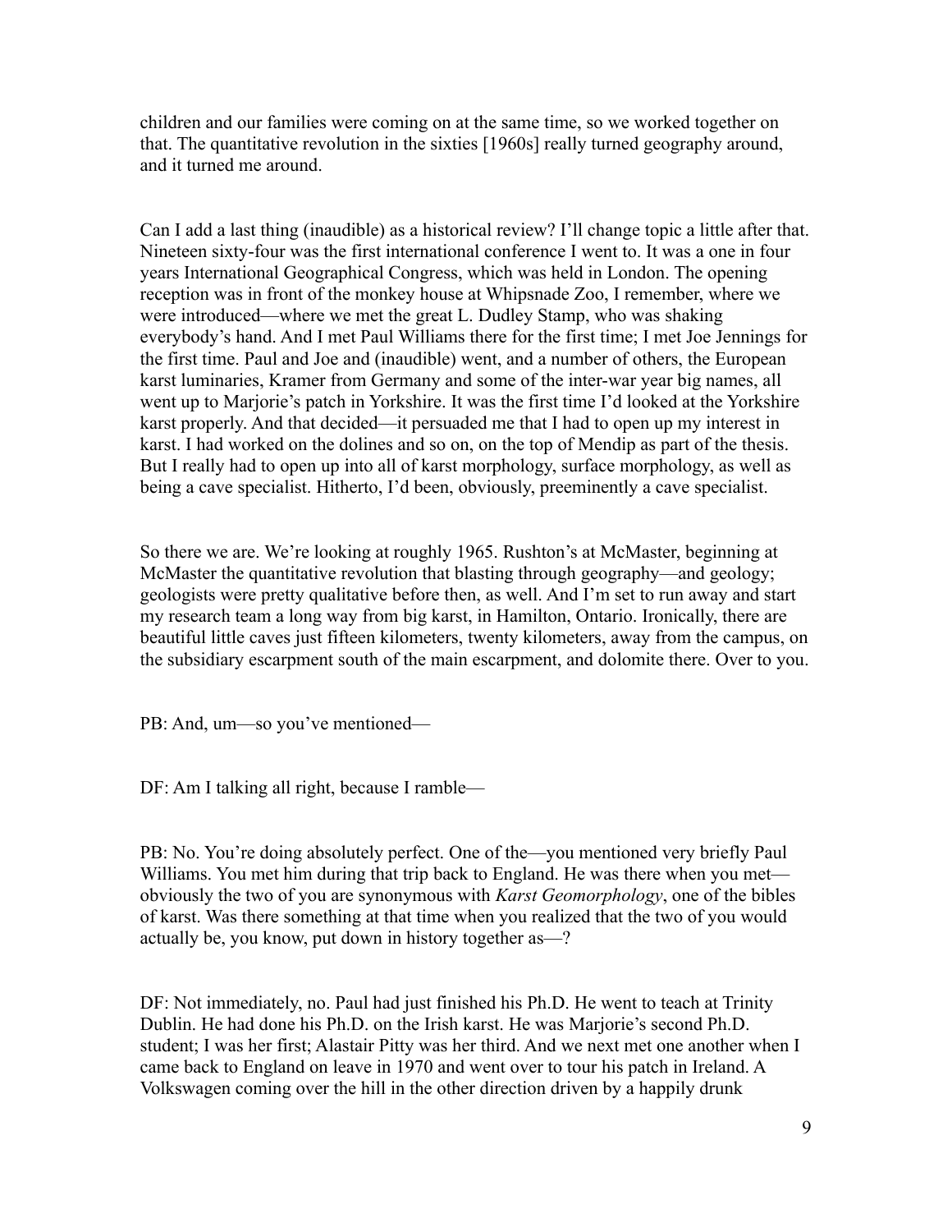children and our families were coming on at the same time, so we worked together on that. The quantitative revolution in the sixties [1960s] really turned geography around, and it turned me around.

Can I add a last thing (inaudible) as a historical review? I'll change topic a little after that. Nineteen sixty-four was the first international conference I went to. It was a one in four years International Geographical Congress, which was held in London. The opening reception was in front of the monkey house at Whipsnade Zoo, I remember, where we were introduced—where we met the great L. Dudley Stamp, who was shaking everybody's hand. And I met Paul Williams there for the first time; I met Joe Jennings for the first time. Paul and Joe and (inaudible) went, and a number of others, the European karst luminaries, Kramer from Germany and some of the inter-war year big names, all went up to Marjorie's patch in Yorkshire. It was the first time I'd looked at the Yorkshire karst properly. And that decided—it persuaded me that I had to open up my interest in karst. I had worked on the dolines and so on, on the top of Mendip as part of the thesis. But I really had to open up into all of karst morphology, surface morphology, as well as being a cave specialist. Hitherto, I'd been, obviously, preeminently a cave specialist.

So there we are. We're looking at roughly 1965. Rushton's at McMaster, beginning at McMaster the quantitative revolution that blasting through geography—and geology; geologists were pretty qualitative before then, as well. And I'm set to run away and start my research team a long way from big karst, in Hamilton, Ontario. Ironically, there are beautiful little caves just fifteen kilometers, twenty kilometers, away from the campus, on the subsidiary escarpment south of the main escarpment, and dolomite there. Over to you.

PB: And, um—so you've mentioned—

DF: Am I talking all right, because I ramble—

PB: No. You're doing absolutely perfect. One of the—you mentioned very briefly Paul Williams. You met him during that trip back to England. He was there when you met—obviously the two of you are synonymous with *Karst Geomorphology*, one of the bibles of karst. Was there something at that time when you realized that the two of you would actually be, you know, put down in history together as—?

DF: Not immediately, no. Paul had just finished his Ph.D. He went to teach at Trinity Dublin. He had done his Ph.D. on the Irish karst. He was Marjorie's second Ph.D. student; I was her first; Alastair Pitty was her third. And we next met one another when I came back to England on leave in 1970 and went over to tour his patch in Ireland. A Volkswagen coming over the hill in the other direction driven by a happily drunk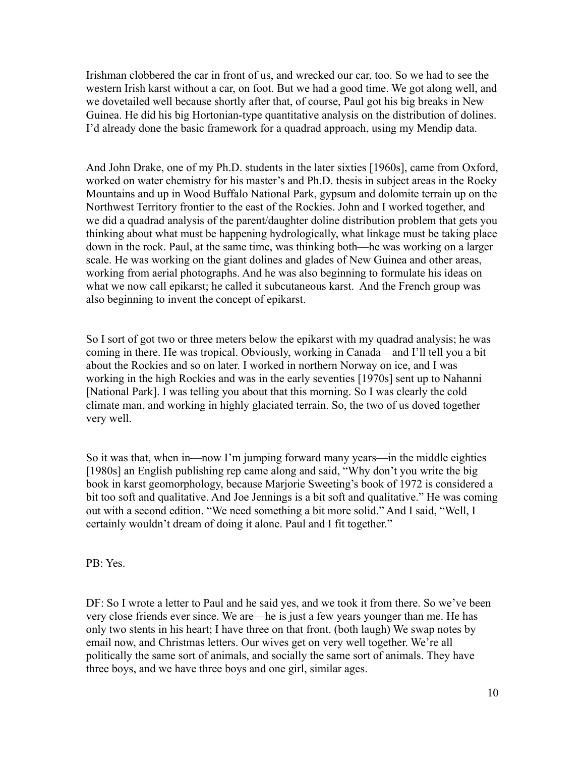Irishman clobbered the car in front of us, and wrecked our car, too. So we had to see the western Irish karst without a car, on foot. But we had a good time. We got along well, and we dovetailed well because shortly after that, of course, Paul got his big breaks in New Guinea. He did his big Hortonian-type quantitative analysis on the distribution of dolines. I'd already done the basic framework for a quadrad approach, using my Mendip data.

And John Drake, one of my Ph.D. students in the later sixties [1960s], came from Oxford, worked on water chemistry for his master's and Ph.D. thesis in subject areas in the Rocky Mountains and up in Wood Buffalo National Park, gypsum and dolomite terrain up on the Northwest Territory frontier to the east of the Rockies. John and I worked together, and we did a quadrad analysis of the parent/daughter doline distribution problem that gets you thinking about what must be happening hydrologically, what linkage must be taking place down in the rock. Paul, at the same time, was thinking both—he was working on a larger scale. He was working on the giant dolines and glades of New Guinea and other areas, working from aerial photographs. And he was also beginning to formulate his ideas on what we now call epikarst; he called it subcutaneous karst. And the French group was also beginning to invent the concept of epikarst.

So I sort of got two or three meters below the epikarst with my quadrad analysis; he was coming in there. He was tropical. Obviously, working in Canada—and I'll tell you a bit about the Rockies and so on later. I worked in northern Norway on ice, and I was working in the high Rockies and was in the early seventies [1970s] sent up to Nahanni [National Park]. I was telling you about that this morning. So I was clearly the cold climate man, and working in highly glaciated terrain. So, the two of us doved together very well.

So it was that, when in—now I'm jumping forward many years—in the middle eighties [1980s] an English publishing rep came along and said, "Why don't you write the big book in karst geomorphology, because Marjorie Sweeting's book of 1972 is considered a bit too soft and qualitative. And Joe Jennings is a bit soft and qualitative." He was coming out with a second edition. "We need something a bit more solid." And I said, "Well, I certainly wouldn't dream of doing it alone. Paul and I fit together."

PB: Yes.

DF: So I wrote a letter to Paul and he said yes, and we took it from there. So we've been very close friends ever since. We are—he is just a few years younger than me. He has only two stents in his heart; I have three on that front. (both laugh) We swap notes by email now, and Christmas letters. Our wives get on very well together. We're all politically the same sort of animals, and socially the same sort of animals. They have three boys, and we have three boys and one girl, similar ages.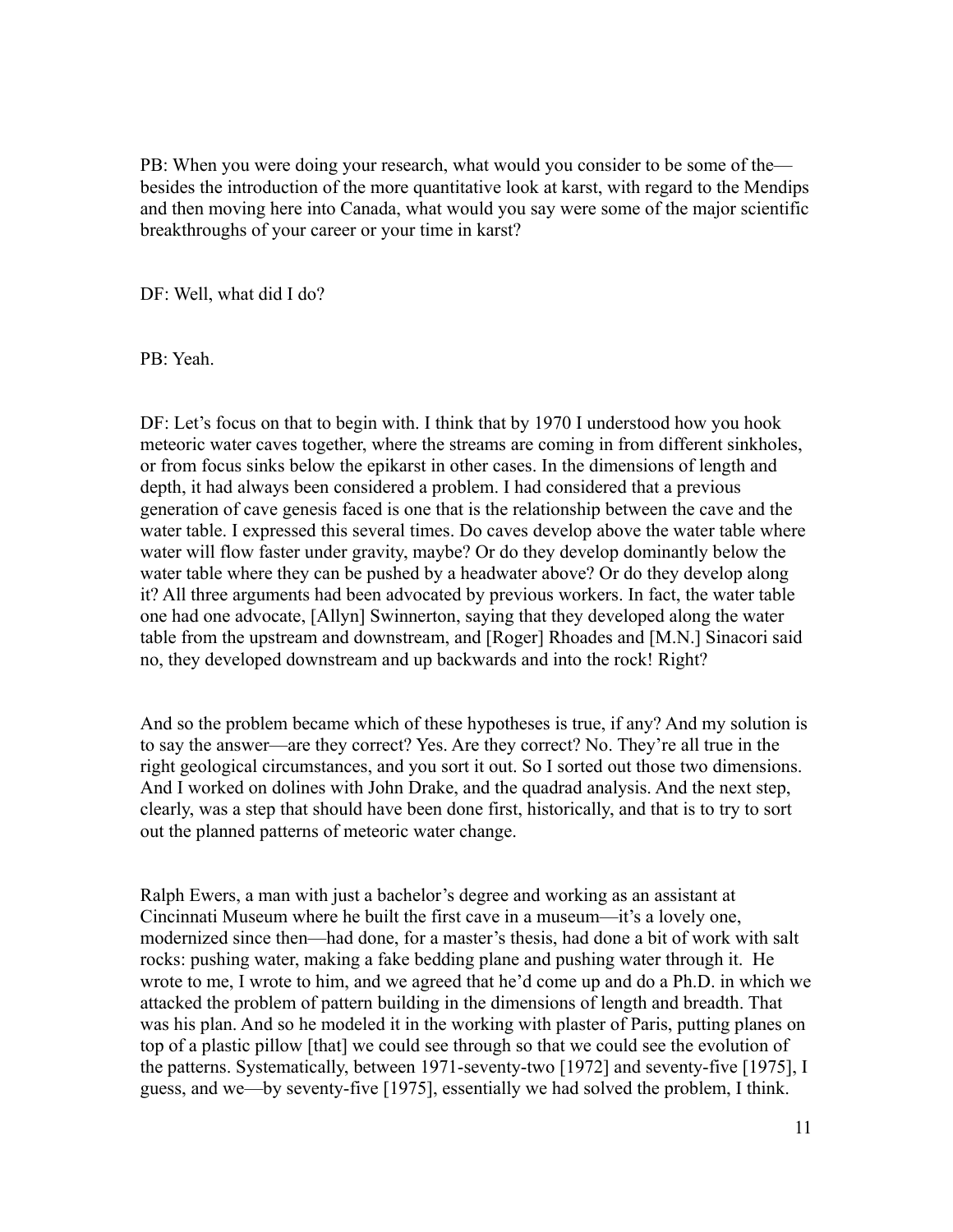PB: When you were doing your research, what would you consider to be some of the—besides the introduction of the more quantitative look at karst, with regard to the Mendips and then moving here into Canada, what would you say were some of the major scientific breakthroughs of your career or your time in karst?

DF: Well, what did I do?

PB: Yeah.

DF: Let's focus on that to begin with. I think that by 1970 I understood how you hook meteoric water caves together, where the streams are coming in from different sinkholes, or from focus sinks below the epikarst in other cases. In the dimensions of length and depth, it had always been considered a problem. I had considered that a previous generation of cave genesis faced is one that is the relationship between the cave and the water table. I expressed this several times. Do caves develop above the water table where water will flow faster under gravity, maybe? Or do they develop dominantly below the water table where they can be pushed by a headwater above? Or do they develop along it? All three arguments had been advocated by previous workers. In fact, the water table one had one advocate, [Allyn] Swinnerton, saying that they developed along the water table from the upstream and downstream, and [Roger] Rhoades and [M.N.] Sinacori said no, they developed downstream and up backwards and into the rock! Right?

And so the problem became which of these hypotheses is true, if any? And my solution is to say the answer—are they correct? Yes. Are they correct? No. They're all true in the right geological circumstances, and you sort it out. So I sorted out those two dimensions. And I worked on dolines with John Drake, and the quadrad analysis. And the next step, clearly, was a step that should have been done first, historically, and that is to try to sort out the planned patterns of meteoric water change.

Ralph Ewers, a man with just a bachelor's degree and working as an assistant at Cincinnati Museum where he built the first cave in a museum—it's a lovely one, modernized since then—had done, for a master's thesis, had done a bit of work with salt rocks: pushing water, making a fake bedding plane and pushing water through it. He wrote to me, I wrote to him, and we agreed that he'd come up and do a Ph.D. in which we attacked the problem of pattern building in the dimensions of length and breadth. That was his plan. And so he modeled it in the working with plaster of Paris, putting planes on top of a plastic pillow [that] we could see through so that we could see the evolution of the patterns. Systematically, between 1971-seventy-two [1972] and seventy-five [1975], I guess, and we—by seventy-five [1975], essentially we had solved the problem, I think.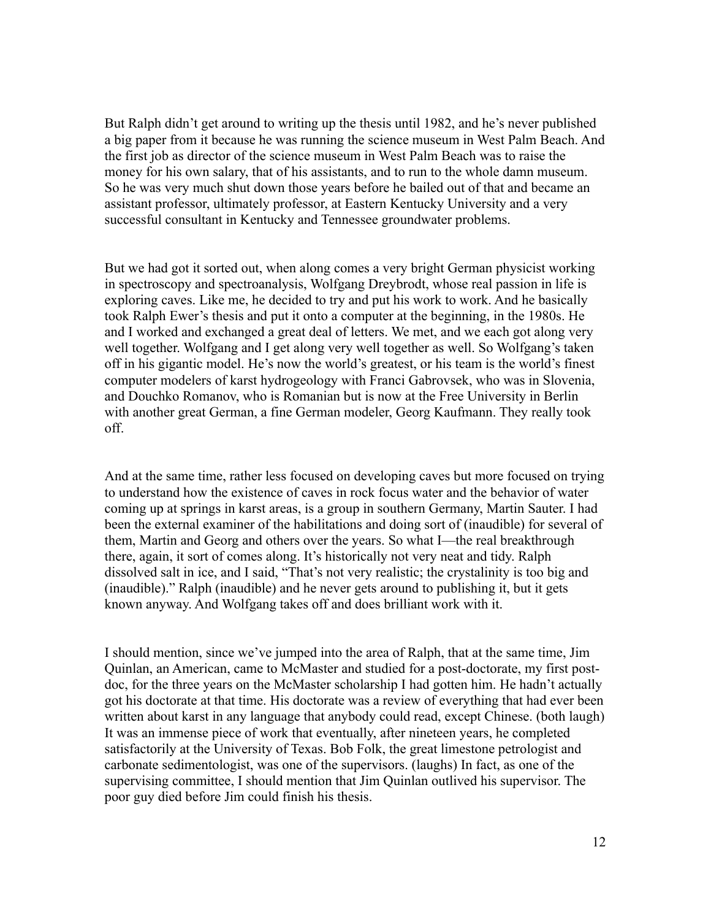But Ralph didn't get around to writing up the thesis until 1982, and he's never published a big paper from it because he was running the science museum in West Palm Beach. And the first job as director of the science museum in West Palm Beach was to raise the money for his own salary, that of his assistants, and to run to the whole damn museum. So he was very much shut down those years before he bailed out of that and became an assistant professor, ultimately professor, at Eastern Kentucky University and a very successful consultant in Kentucky and Tennessee groundwater problems.

But we had got it sorted out, when along comes a very bright German physicist working in spectroscopy and spectroanalysis, Wolfgang Dreybrodt, whose real passion in life is exploring caves. Like me, he decided to try and put his work to work. And he basically took Ralph Ewer's thesis and put it onto a computer at the beginning, in the 1980s. He and I worked and exchanged a great deal of letters. We met, and we each got along very well together. Wolfgang and I get along very well together as well. So Wolfgang's taken off in his gigantic model. He's now the world's greatest, or his team is the world's finest computer modelers of karst hydrogeology with Franci Gabrovsek, who was in Slovenia, and Douchko Romanov, who is Romanian but is now at the Free University in Berlin with another great German, a fine German modeler, Georg Kaufmann. They really took off.

And at the same time, rather less focused on developing caves but more focused on trying to understand how the existence of caves in rock focus water and the behavior of water coming up at springs in karst areas, is a group in southern Germany, Martin Sauter. I had been the external examiner of the habilitations and doing sort of (inaudible) for several of them, Martin and Georg and others over the years. So what I—the real breakthrough there, again, it sort of comes along. It's historically not very neat and tidy. Ralph dissolved salt in ice, and I said, "That's not very realistic; the crystalinity is too big and (inaudible)." Ralph (inaudible) and he never gets around to publishing it, but it gets known anyway. And Wolfgang takes off and does brilliant work with it.

I should mention, since we've jumped into the area of Ralph, that at the same time, Jim Quinlan, an American, came to McMaster and studied for a post-doctorate, my first post-doc, for the three years on the McMaster scholarship I had gotten him. He hadn't actually got his doctorate at that time. His doctorate was a review of everything that had ever been written about karst in any language that anybody could read, except Chinese. (both laugh) It was an immense piece of work that eventually, after nineteen years, he completed satisfactorily at the University of Texas. Bob Folk, the great limestone petrologist and carbonate sedimentologist, was one of the supervisors. (laughs) In fact, as one of the supervising committee, I should mention that Jim Quinlan outlived his supervisor. The poor guy died before Jim could finish his thesis.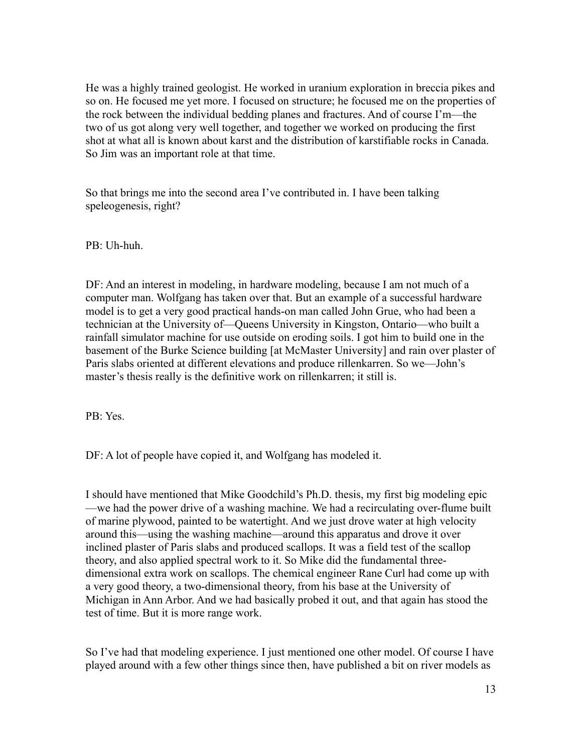He was a highly trained geologist. He worked in uranium exploration in breccia pikes and so on. He focused me yet more. I focused on structure; he focused me on the properties of the rock between the individual bedding planes and fractures. And of course I'm—the two of us got along very well together, and together we worked on producing the first shot at what all is known about karst and the distribution of karstifiable rocks in Canada. So Jim was an important role at that time.

So that brings me into the second area I've contributed in. I have been talking speleogenesis, right?

PB: Uh-huh.

DF: And an interest in modeling, in hardware modeling, because I am not much of a computer man. Wolfgang has taken over that. But an example of a successful hardware model is to get a very good practical hands-on man called John Grue, who had been a technician at the University of—Queens University in Kingston, Ontario—who built a rainfall simulator machine for use outside on eroding soils. I got him to build one in the basement of the Burke Science building [at McMaster University] and rain over plaster of Paris slabs oriented at different elevations and produce rillenkarren. So we—John's master's thesis really is the definitive work on rillenkarren; it still is.

PB: Yes.

DF: A lot of people have copied it, and Wolfgang has modeled it.

I should have mentioned that Mike Goodchild's Ph.D. thesis, my first big modeling epic—we had the power drive of a washing machine. We had a recirculating over-flume built of marine plywood, painted to be watertight. And we just drove water at high velocity around this—using the washing machine—around this apparatus and drove it over inclined plaster of Paris slabs and produced scallops. It was a field test of the scallop theory, and also applied spectral work to it. So Mike did the fundamental three-dimensional extra work on scallops. The chemical engineer Rane Curl had come up with a very good theory, a two-dimensional theory, from his base at the University of Michigan in Ann Arbor. And we had basically probed it out, and that again has stood the test of time. But it is more range work.

So I've had that modeling experience. I just mentioned one other model. Of course I have played around with a few other things since then, have published a bit on river models as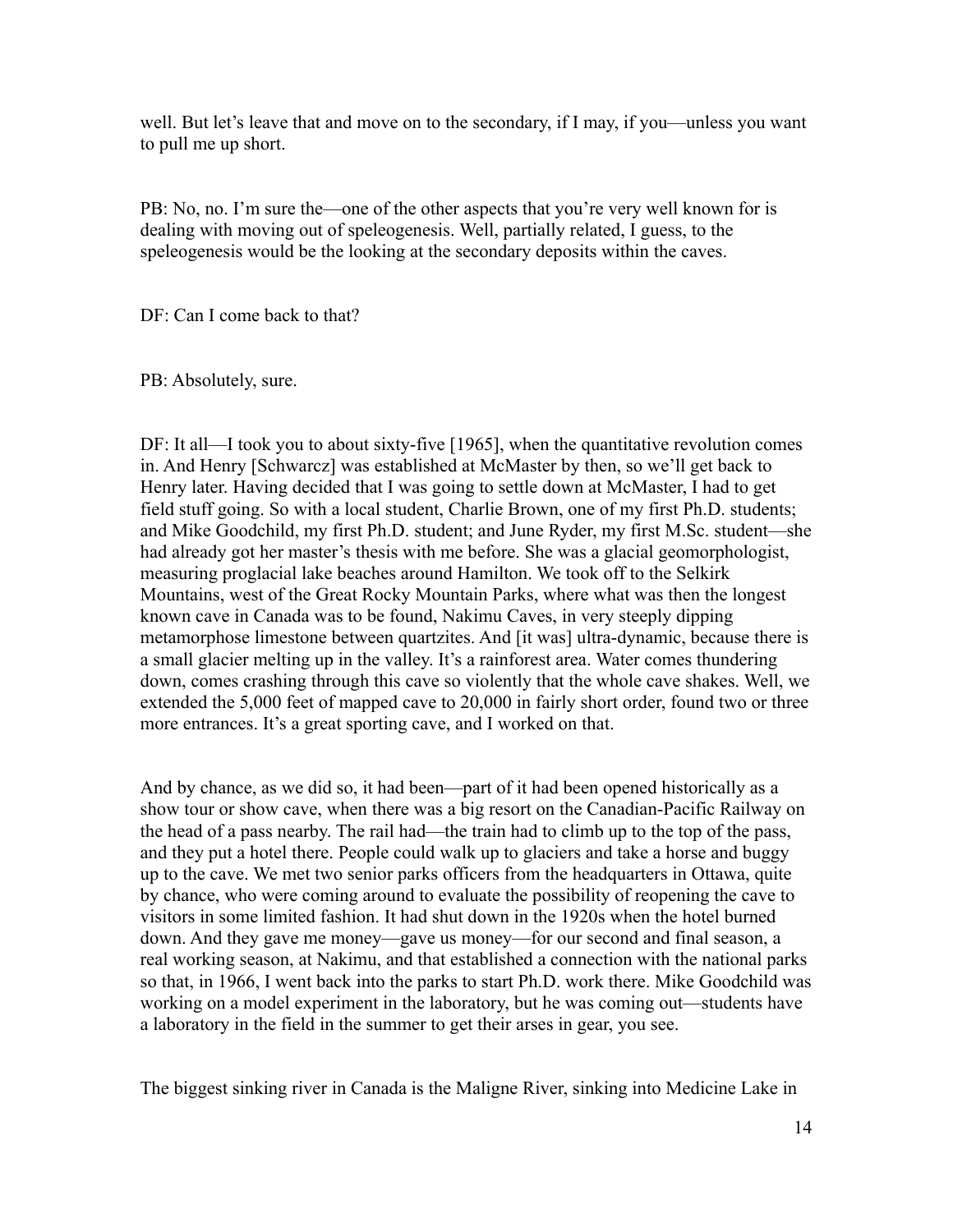well. But let's leave that and move on to the secondary, if I may, if you—unless you want to pull me up short.

PB: No, no. I'm sure the—one of the other aspects that you're very well known for is dealing with moving out of speleogenesis. Well, partially related, I guess, to the speleogenesis would be the looking at the secondary deposits within the caves.

DF: Can I come back to that?

PB: Absolutely, sure.

DF: It all—I took you to about sixty-five [1965], when the quantitative revolution comes in. And Henry [Schwarcz] was established at McMaster by then, so we'll get back to Henry later. Having decided that I was going to settle down at McMaster, I had to get field stuff going. So with a local student, Charlie Brown, one of my first Ph.D. students; and Mike Goodchild, my first Ph.D. student; and June Ryder, my first M.Sc. student—she had already got her master's thesis with me before. She was a glacial geomorphologist, measuring proglacial lake beaches around Hamilton. We took off to the Selkirk Mountains, west of the Great Rocky Mountain Parks, where what was then the longest known cave in Canada was to be found, Nakimu Caves, in very steeply dipping metamorphose limestone between quartzites. And [it was] ultra-dynamic, because there is a small glacier melting up in the valley. It's a rainforest area. Water comes thundering down, comes crashing through this cave so violently that the whole cave shakes. Well, we extended the 5,000 feet of mapped cave to 20,000 in fairly short order, found two or three more entrances. It's a great sporting cave, and I worked on that.

And by chance, as we did so, it had been—part of it had been opened historically as a show tour or show cave, when there was a big resort on the Canadian-Pacific Railway on the head of a pass nearby. The rail had—the train had to climb up to the top of the pass, and they put a hotel there. People could walk up to glaciers and take a horse and buggy up to the cave. We met two senior parks officers from the headquarters in Ottawa, quite by chance, who were coming around to evaluate the possibility of reopening the cave to visitors in some limited fashion. It had shut down in the 1920s when the hotel burned down. And they gave me money—gave us money—for our second and final season, a real working season, at Nakimu, and that established a connection with the national parks so that, in 1966, I went back into the parks to start Ph.D. work there. Mike Goodchild was working on a model experiment in the laboratory, but he was coming out—students have a laboratory in the field in the summer to get their arses in gear, you see.

The biggest sinking river in Canada is the Maligne River, sinking into Medicine Lake in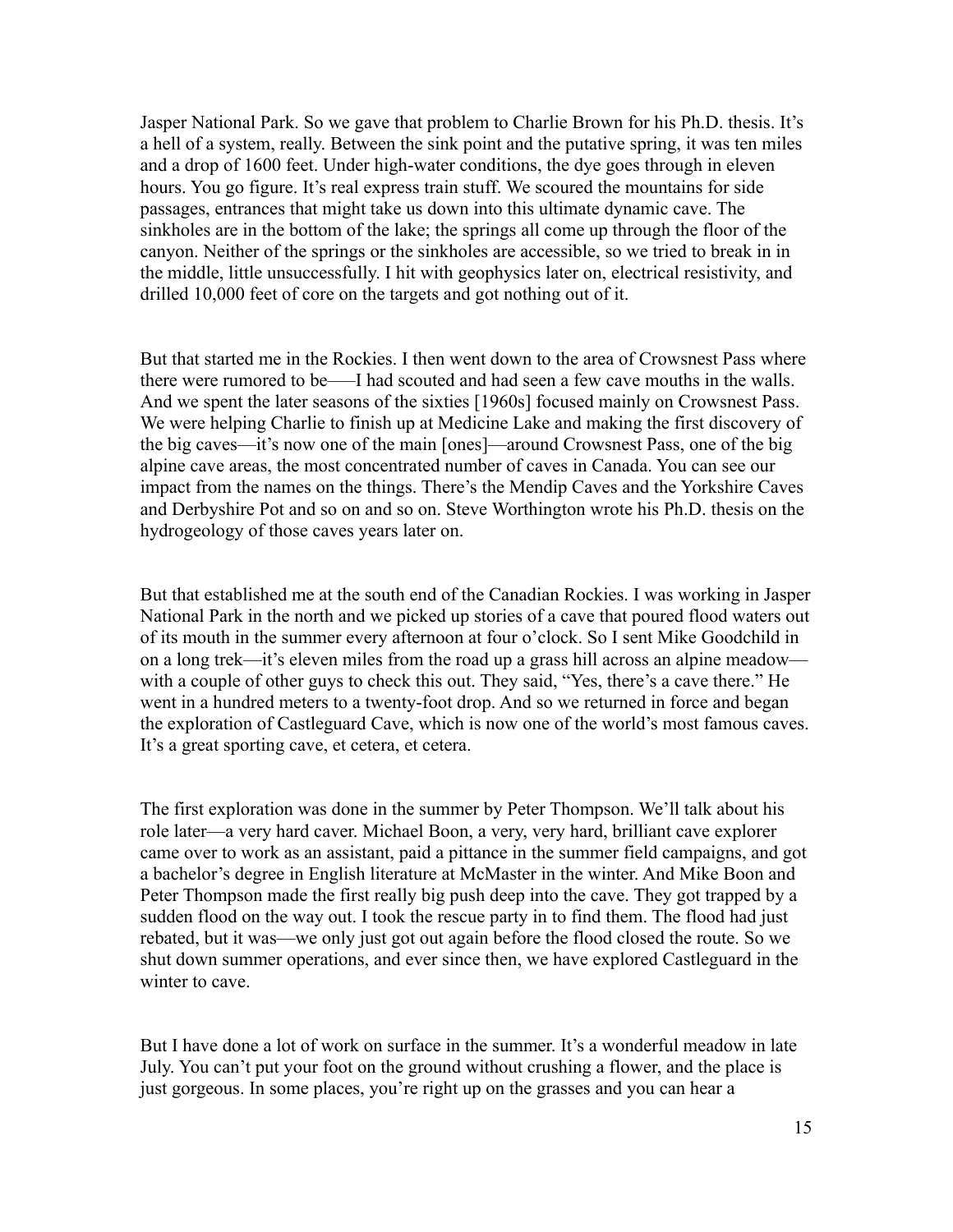Jasper National Park. So we gave that problem to Charlie Brown for his Ph.D. thesis. It's a hell of a system, really. Between the sink point and the putative spring, it was ten miles and a drop of 1600 feet. Under high-water conditions, the dye goes through in eleven hours. You go figure. It's real express train stuff. We scoured the mountains for side passages, entrances that might take us down into this ultimate dynamic cave. The sinkholes are in the bottom of the lake; the springs all come up through the floor of the canyon. Neither of the springs or the sinkholes are accessible, so we tried to break in in the middle, little unsuccessfully. I hit with geophysics later on, electrical resistivity, and drilled 10,000 feet of core on the targets and got nothing out of it.

But that started me in the Rockies. I then went down to the area of Crowsnest Pass where there were rumored to be—–I had scouted and had seen a few cave mouths in the walls. And we spent the later seasons of the sixties [1960s] focused mainly on Crowsnest Pass. We were helping Charlie to finish up at Medicine Lake and making the first discovery of the big caves—it's now one of the main [ones]—around Crowsnest Pass, one of the big alpine cave areas, the most concentrated number of caves in Canada. You can see our impact from the names on the things. There's the Mendip Caves and the Yorkshire Caves and Derbyshire Pot and so on and so on. Steve Worthington wrote his Ph.D. thesis on the hydrogeology of those caves years later on.

But that established me at the south end of the Canadian Rockies. I was working in Jasper National Park in the north and we picked up stories of a cave that poured flood waters out of its mouth in the summer every afternoon at four o'clock. So I sent Mike Goodchild in on a long trek—it's eleven miles from the road up a grass hill across an alpine meadow—with a couple of other guys to check this out. They said, "Yes, there's a cave there." He went in a hundred meters to a twenty-foot drop. And so we returned in force and began the exploration of Castleguard Cave, which is now one of the world's most famous caves. It's a great sporting cave, et cetera, et cetera.

The first exploration was done in the summer by Peter Thompson. We'll talk about his role later—a very hard caver. Michael Boon, a very, very hard, brilliant cave explorer came over to work as an assistant, paid a pittance in the summer field campaigns, and got a bachelor's degree in English literature at McMaster in the winter. And Mike Boon and Peter Thompson made the first really big push deep into the cave. They got trapped by a sudden flood on the way out. I took the rescue party in to find them. The flood had just rebated, but it was—we only just got out again before the flood closed the route. So we shut down summer operations, and ever since then, we have explored Castleguard in the winter to cave.

But I have done a lot of work on surface in the summer. It's a wonderful meadow in late July. You can't put your foot on the ground without crushing a flower, and the place is just gorgeous. In some places, you're right up on the grasses and you can hear a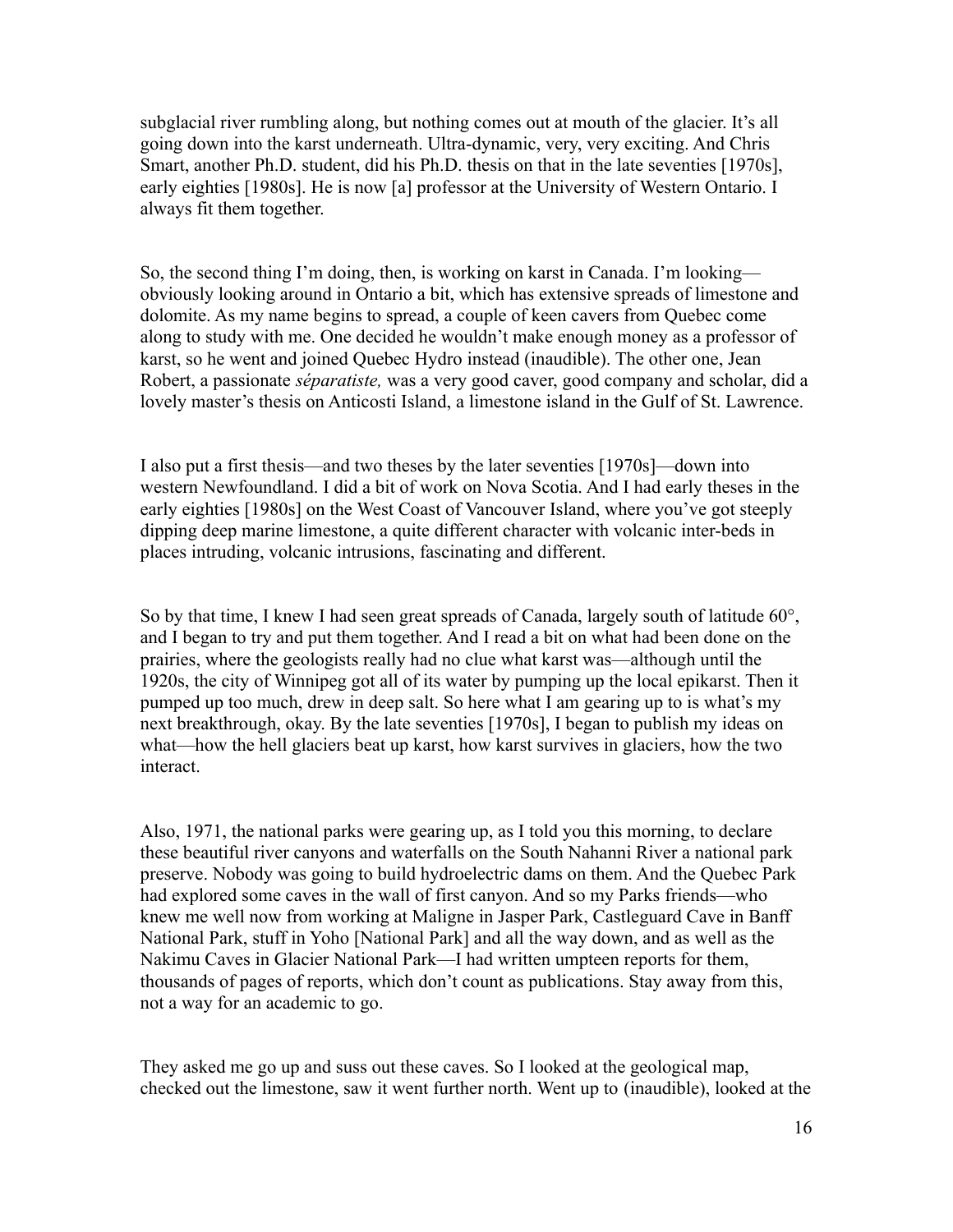subglacial river rumbling along, but nothing comes out at mouth of the glacier. It's all going down into the karst underneath. Ultra-dynamic, very, very exciting. And Chris Smart, another Ph.D. student, did his Ph.D. thesis on that in the late seventies [1970s], early eighties [1980s]. He is now [a] professor at the University of Western Ontario. I always fit them together.

So, the second thing I'm doing, then, is working on karst in Canada. I'm looking—obviously looking around in Ontario a bit, which has extensive spreads of limestone and dolomite. As my name begins to spread, a couple of keen cavers from Quebec come along to study with me. One decided he wouldn't make enough money as a professor of karst, so he went and joined Quebec Hydro instead (inaudible). The other one, Jean Robert, a passionate *séparatiste,* was a very good caver, good company and scholar, did a lovely master's thesis on Anticosti Island, a limestone island in the Gulf of St. Lawrence.

I also put a first thesis—and two theses by the later seventies [1970s]—down into western Newfoundland. I did a bit of work on Nova Scotia. And I had early theses in the early eighties [1980s] on the West Coast of Vancouver Island, where you've got steeply dipping deep marine limestone, a quite different character with volcanic inter-beds in places intruding, volcanic intrusions, fascinating and different.

So by that time, I knew I had seen great spreads of Canada, largely south of latitude 60°, and I began to try and put them together. And I read a bit on what had been done on the prairies, where the geologists really had no clue what karst was—although until the 1920s, the city of Winnipeg got all of its water by pumping up the local epikarst. Then it pumped up too much, drew in deep salt. So here what I am gearing up to is what's my next breakthrough, okay. By the late seventies [1970s], I began to publish my ideas on what—how the hell glaciers beat up karst, how karst survives in glaciers, how the two interact.

Also, 1971, the national parks were gearing up, as I told you this morning, to declare these beautiful river canyons and waterfalls on the South Nahanni River a national park preserve. Nobody was going to build hydroelectric dams on them. And the Quebec Park had explored some caves in the wall of first canyon. And so my Parks friends—who knew me well now from working at Maligne in Jasper Park, Castleguard Cave in Banff National Park, stuff in Yoho [National Park] and all the way down, and as well as the Nakimu Caves in Glacier National Park—I had written umpteen reports for them, thousands of pages of reports, which don't count as publications. Stay away from this, not a way for an academic to go.

They asked me go up and suss out these caves. So I looked at the geological map, checked out the limestone, saw it went further north. Went up to (inaudible), looked at the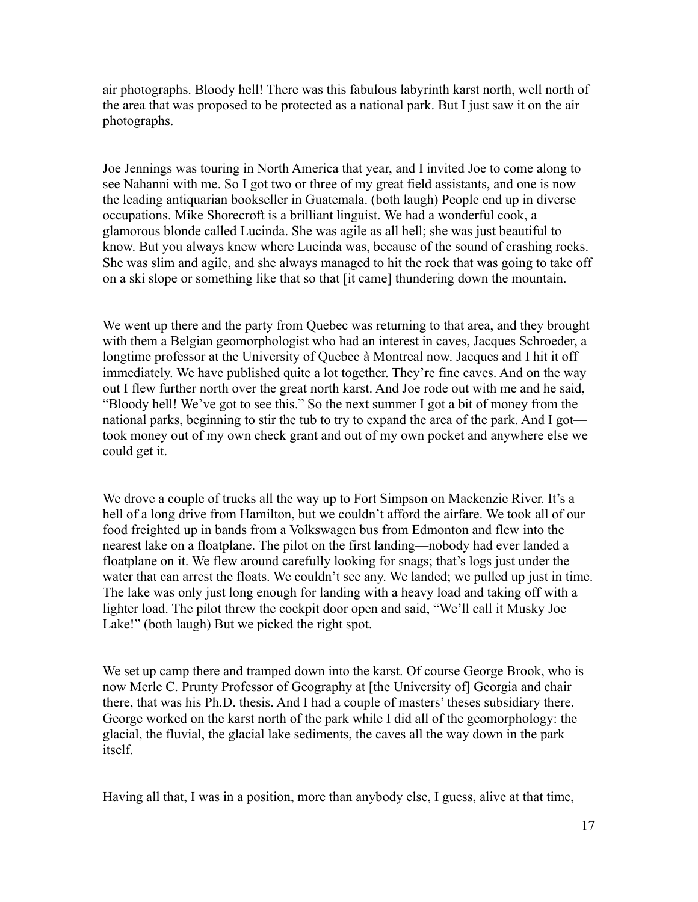air photographs. Bloody hell! There was this fabulous labyrinth karst north, well north of the area that was proposed to be protected as a national park. But I just saw it on the air photographs.

Joe Jennings was touring in North America that year, and I invited Joe to come along to see Nahanni with me. So I got two or three of my great field assistants, and one is now the leading antiquarian bookseller in Guatemala. (both laugh) People end up in diverse occupations. Mike Shorecroft is a brilliant linguist. We had a wonderful cook, a glamorous blonde called Lucinda. She was agile as all hell; she was just beautiful to know. But you always knew where Lucinda was, because of the sound of crashing rocks. She was slim and agile, and she always managed to hit the rock that was going to take off on a ski slope or something like that so that [it came] thundering down the mountain.

We went up there and the party from Quebec was returning to that area, and they brought with them a Belgian geomorphologist who had an interest in caves, Jacques Schroeder, a longtime professor at the University of Quebec à Montreal now. Jacques and I hit it off immediately. We have published quite a lot together. They're fine caves. And on the way out I flew further north over the great north karst. And Joe rode out with me and he said, "Bloody hell! We've got to see this." So the next summer I got a bit of money from the national parks, beginning to stir the tub to try to expand the area of the park. And I got—took money out of my own check grant and out of my own pocket and anywhere else we could get it.

We drove a couple of trucks all the way up to Fort Simpson on Mackenzie River. It's a hell of a long drive from Hamilton, but we couldn't afford the airfare. We took all of our food freighted up in bands from a Volkswagen bus from Edmonton and flew into the nearest lake on a floatplane. The pilot on the first landing—nobody had ever landed a floatplane on it. We flew around carefully looking for snags; that's logs just under the water that can arrest the floats. We couldn't see any. We landed; we pulled up just in time. The lake was only just long enough for landing with a heavy load and taking off with a lighter load. The pilot threw the cockpit door open and said, "We'll call it Musky Joe Lake!" (both laugh) But we picked the right spot.

We set up camp there and tramped down into the karst. Of course George Brook, who is now Merle C. Prunty Professor of Geography at [the University of] Georgia and chair there, that was his Ph.D. thesis. And I had a couple of masters' theses subsidiary there. George worked on the karst north of the park while I did all of the geomorphology: the glacial, the fluvial, the glacial lake sediments, the caves all the way down in the park itself.

Having all that, I was in a position, more than anybody else, I guess, alive at that time,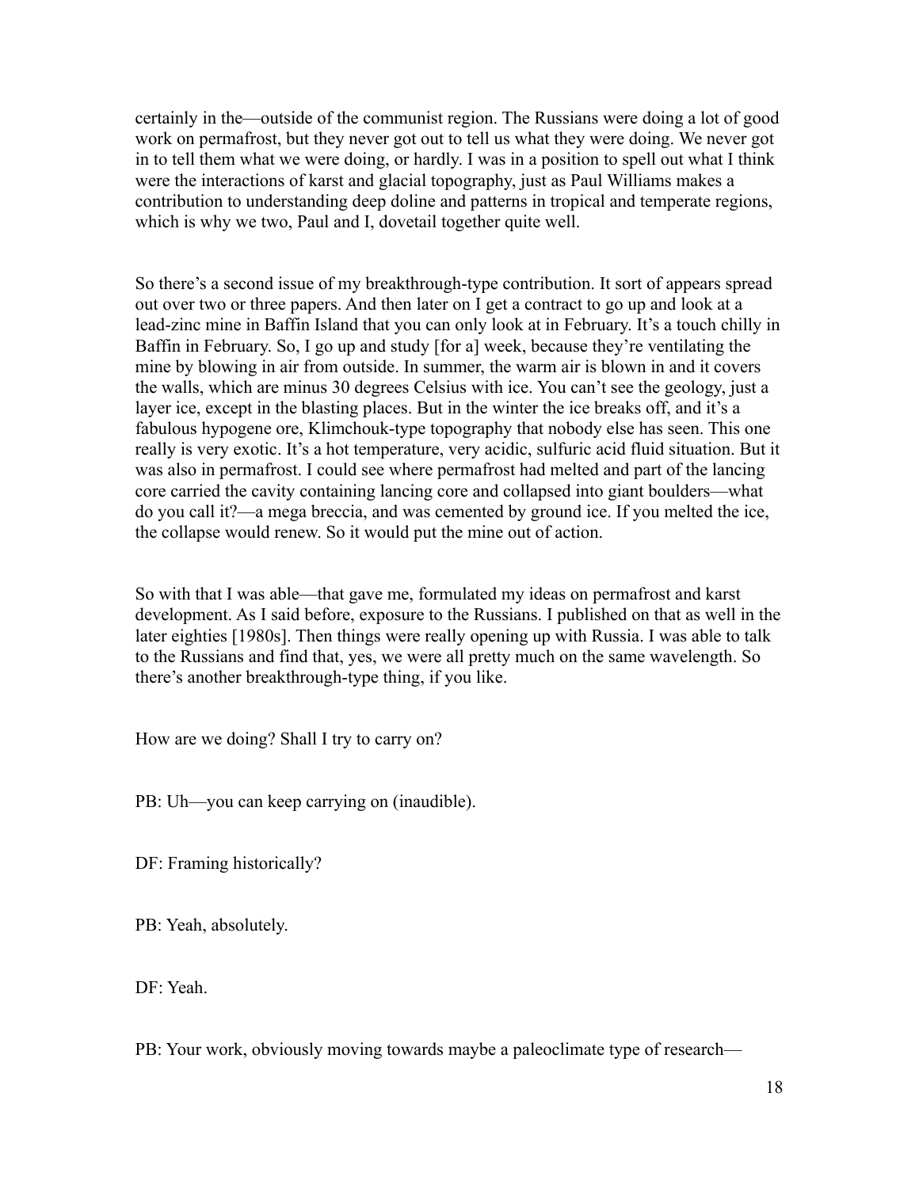certainly in the—outside of the communist region. The Russians were doing a lot of good work on permafrost, but they never got out to tell us what they were doing. We never got in to tell them what we were doing, or hardly. I was in a position to spell out what I think were the interactions of karst and glacial topography, just as Paul Williams makes a contribution to understanding deep doline and patterns in tropical and temperate regions, which is why we two, Paul and I, dovetail together quite well.

So there's a second issue of my breakthrough-type contribution. It sort of appears spread out over two or three papers. And then later on I get a contract to go up and look at a lead-zinc mine in Baffin Island that you can only look at in February. It's a touch chilly in Baffin in February. So, I go up and study [for a] week, because they're ventilating the mine by blowing in air from outside. In summer, the warm air is blown in and it covers the walls, which are minus 30 degrees Celsius with ice. You can't see the geology, just a layer ice, except in the blasting places. But in the winter the ice breaks off, and it's a fabulous hypogene ore, Klimchouk-type topography that nobody else has seen. This one really is very exotic. It's a hot temperature, very acidic, sulfuric acid fluid situation. But it was also in permafrost. I could see where permafrost had melted and part of the lancing core carried the cavity containing lancing core and collapsed into giant boulders—what do you call it?—a mega breccia, and was cemented by ground ice. If you melted the ice, the collapse would renew. So it would put the mine out of action.

So with that I was able—that gave me, formulated my ideas on permafrost and karst development. As I said before, exposure to the Russians. I published on that as well in the later eighties [1980s]. Then things were really opening up with Russia. I was able to talk to the Russians and find that, yes, we were all pretty much on the same wavelength. So there's another breakthrough-type thing, if you like.

How are we doing? Shall I try to carry on?

PB: Uh—you can keep carrying on (inaudible).

DF: Framing historically?

PB: Yeah, absolutely.

DF: Yeah.

PB: Your work, obviously moving towards maybe a paleoclimate type of research—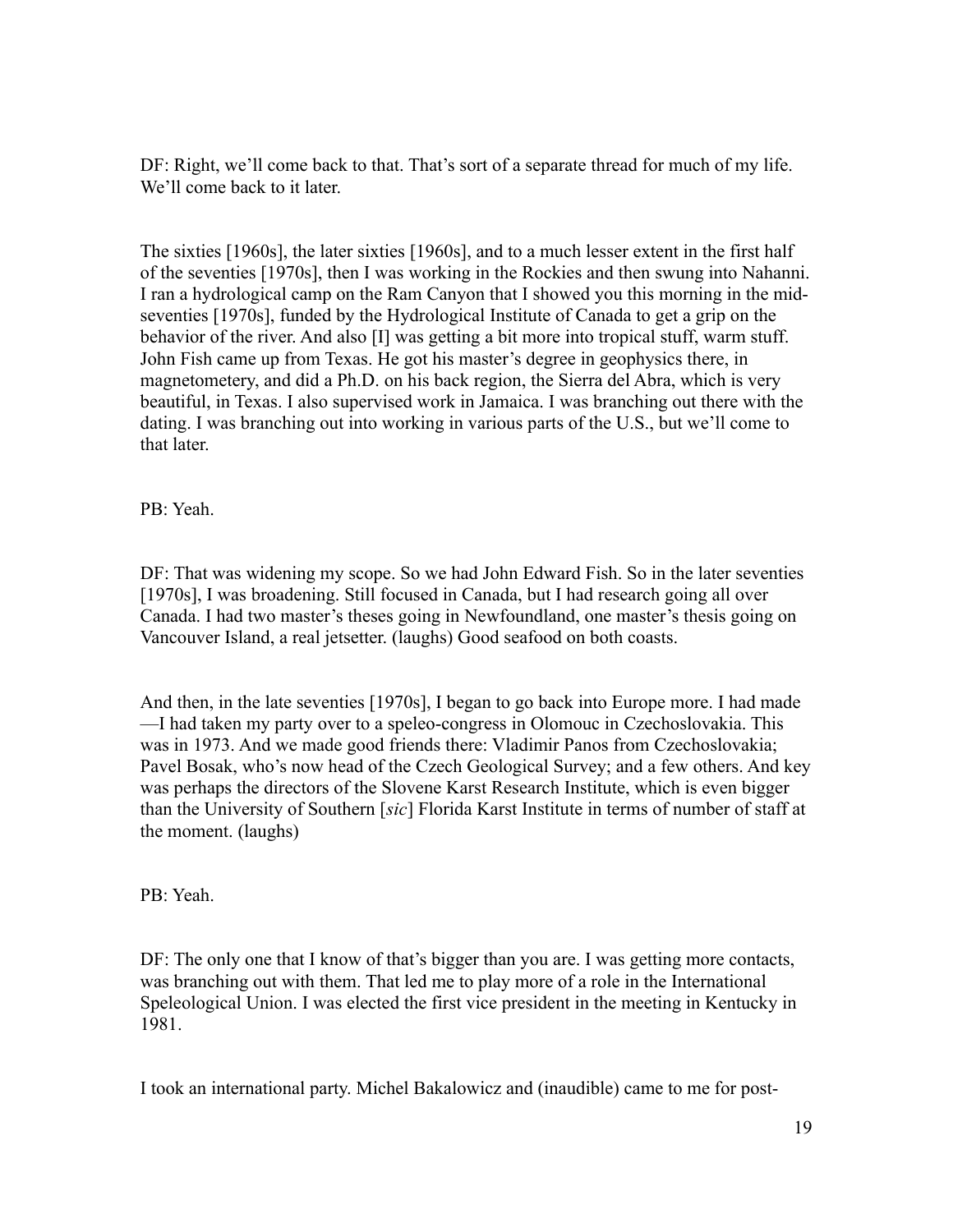DF: Right, we'll come back to that. That's sort of a separate thread for much of my life. We'll come back to it later.

The sixties [1960s], the later sixties [1960s], and to a much lesser extent in the first half of the seventies [1970s], then I was working in the Rockies and then swung into Nahanni. I ran a hydrological camp on the Ram Canyon that I showed you this morning in the mid-seventies [1970s], funded by the Hydrological Institute of Canada to get a grip on the behavior of the river. And also [I] was getting a bit more into tropical stuff, warm stuff. John Fish came up from Texas. He got his master's degree in geophysics there, in magnetometery, and did a Ph.D. on his back region, the Sierra del Abra, which is very beautiful, in Texas. I also supervised work in Jamaica. I was branching out there with the dating. I was branching out into working in various parts of the U.S., but we'll come to that later.

PB: Yeah.

DF: That was widening my scope. So we had John Edward Fish. So in the later seventies [1970s], I was broadening. Still focused in Canada, but I had research going all over Canada. I had two master's theses going in Newfoundland, one master's thesis going on Vancouver Island, a real jetsetter. (laughs) Good seafood on both coasts.

And then, in the late seventies [1970s], I began to go back into Europe more. I had made —I had taken my party over to a speleo-congress in Olomouc in Czechoslovakia. This was in 1973. And we made good friends there: Vladimir Panos from Czechoslovakia; Pavel Bosak, who's now head of the Czech Geological Survey; and a few others. And key was perhaps the directors of the Slovene Karst Research Institute, which is even bigger than the University of Southern [*sic*] Florida Karst Institute in terms of number of staff at the moment. (laughs)

PB: Yeah.

DF: The only one that I know of that's bigger than you are. I was getting more contacts, was branching out with them. That led me to play more of a role in the International Speleological Union. I was elected the first vice president in the meeting in Kentucky in 1981.

I took an international party. Michel Bakalowicz and (inaudible) came to me for post-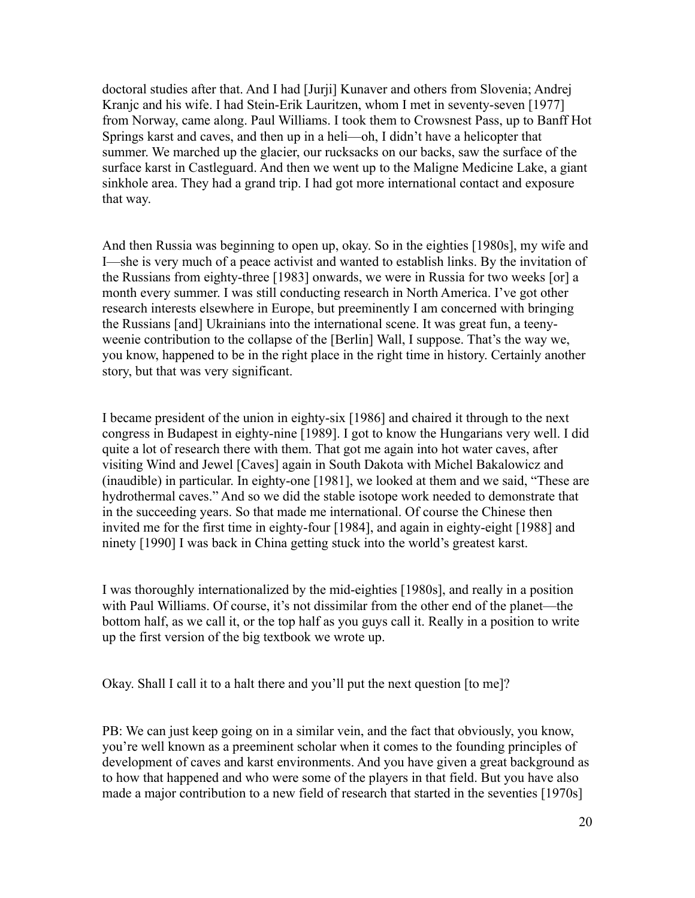doctoral studies after that. And I had [Jurji] Kunaver and others from Slovenia; Andrej Kranjc and his wife. I had Stein-Erik Lauritzen, whom I met in seventy-seven [1977] from Norway, came along. Paul Williams. I took them to Crowsnest Pass, up to Banff Hot Springs karst and caves, and then up in a heli—oh, I didn't have a helicopter that summer. We marched up the glacier, our rucksacks on our backs, saw the surface of the surface karst in Castleguard. And then we went up to the Maligne Medicine Lake, a giant sinkhole area. They had a grand trip. I had got more international contact and exposure that way.

And then Russia was beginning to open up, okay. So in the eighties [1980s], my wife and I—she is very much of a peace activist and wanted to establish links. By the invitation of the Russians from eighty-three [1983] onwards, we were in Russia for two weeks [or] a month every summer. I was still conducting research in North America. I've got other research interests elsewhere in Europe, but preeminently I am concerned with bringing the Russians [and] Ukrainians into the international scene. It was great fun, a teeny-weenie contribution to the collapse of the [Berlin] Wall, I suppose. That's the way we, you know, happened to be in the right place in the right time in history. Certainly another story, but that was very significant.

I became president of the union in eighty-six [1986] and chaired it through to the next congress in Budapest in eighty-nine [1989]. I got to know the Hungarians very well. I did quite a lot of research there with them. That got me again into hot water caves, after visiting Wind and Jewel [Caves] again in South Dakota with Michel Bakalowicz and (inaudible) in particular. In eighty-one [1981], we looked at them and we said, "These are hydrothermal caves." And so we did the stable isotope work needed to demonstrate that in the succeeding years. So that made me international. Of course the Chinese then invited me for the first time in eighty-four [1984], and again in eighty-eight [1988] and ninety [1990] I was back in China getting stuck into the world's greatest karst.

I was thoroughly internationalized by the mid-eighties [1980s], and really in a position with Paul Williams. Of course, it's not dissimilar from the other end of the planet—the bottom half, as we call it, or the top half as you guys call it. Really in a position to write up the first version of the big textbook we wrote up.

Okay. Shall I call it to a halt there and you'll put the next question [to me]?

PB: We can just keep going on in a similar vein, and the fact that obviously, you know, you're well known as a preeminent scholar when it comes to the founding principles of development of caves and karst environments. And you have given a great background as to how that happened and who were some of the players in that field. But you have also made a major contribution to a new field of research that started in the seventies [1970s]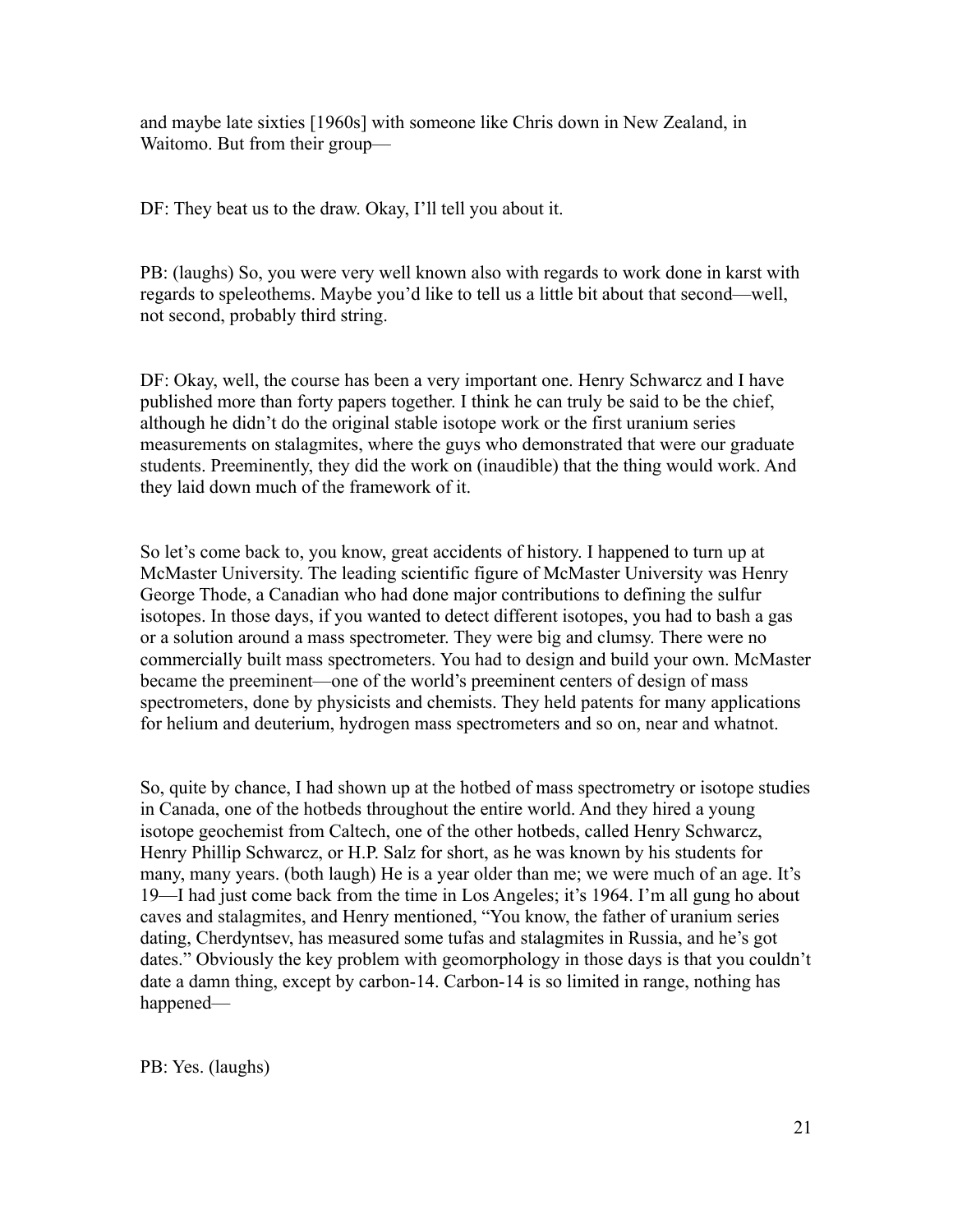and maybe late sixties [1960s] with someone like Chris down in New Zealand, in Waitomo. But from their group—

DF: They beat us to the draw. Okay, I'll tell you about it.

PB: (laughs) So, you were very well known also with regards to work done in karst with regards to speleothems. Maybe you'd like to tell us a little bit about that second—well, not second, probably third string.

DF: Okay, well, the course has been a very important one. Henry Schwarcz and I have published more than forty papers together. I think he can truly be said to be the chief, although he didn't do the original stable isotope work or the first uranium series measurements on stalagmites, where the guys who demonstrated that were our graduate students. Preeminently, they did the work on (inaudible) that the thing would work. And they laid down much of the framework of it.

So let's come back to, you know, great accidents of history. I happened to turn up at McMaster University. The leading scientific figure of McMaster University was Henry George Thode, a Canadian who had done major contributions to defining the sulfur isotopes. In those days, if you wanted to detect different isotopes, you had to bash a gas or a solution around a mass spectrometer. They were big and clumsy. There were no commercially built mass spectrometers. You had to design and build your own. McMaster became the preeminent—one of the world's preeminent centers of design of mass spectrometers, done by physicists and chemists. They held patents for many applications for helium and deuterium, hydrogen mass spectrometers and so on, near and whatnot.

So, quite by chance, I had shown up at the hotbed of mass spectrometry or isotope studies in Canada, one of the hotbeds throughout the entire world. And they hired a young isotope geochemist from Caltech, one of the other hotbeds, called Henry Schwarcz, Henry Phillip Schwarcz, or H.P. Salz for short, as he was known by his students for many, many years. (both laugh) He is a year older than me; we were much of an age. It's 19—I had just come back from the time in Los Angeles; it's 1964. I'm all gung ho about caves and stalagmites, and Henry mentioned, "You know, the father of uranium series dating, Cherdyntsev, has measured some tufas and stalagmites in Russia, and he's got dates." Obviously the key problem with geomorphology in those days is that you couldn't date a damn thing, except by carbon-14. Carbon-14 is so limited in range, nothing has happened—

PB: Yes. (laughs)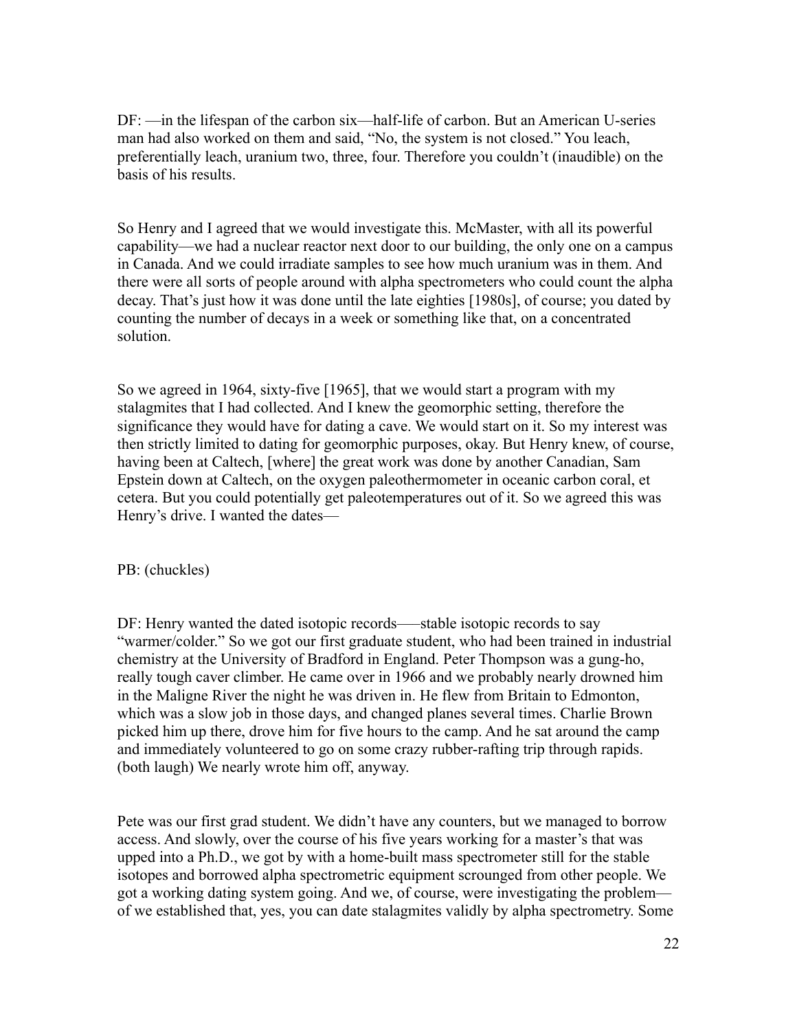DF: —in the lifespan of the carbon six—half-life of carbon. But an American U-series man had also worked on them and said, "No, the system is not closed." You leach, preferentially leach, uranium two, three, four. Therefore you couldn't (inaudible) on the basis of his results.

So Henry and I agreed that we would investigate this. McMaster, with all its powerful capability—we had a nuclear reactor next door to our building, the only one on a campus in Canada. And we could irradiate samples to see how much uranium was in them. And there were all sorts of people around with alpha spectrometers who could count the alpha decay. That's just how it was done until the late eighties [1980s], of course; you dated by counting the number of decays in a week or something like that, on a concentrated solution.

So we agreed in 1964, sixty-five [1965], that we would start a program with my stalagmites that I had collected. And I knew the geomorphic setting, therefore the significance they would have for dating a cave. We would start on it. So my interest was then strictly limited to dating for geomorphic purposes, okay. But Henry knew, of course, having been at Caltech, [where] the great work was done by another Canadian, Sam Epstein down at Caltech, on the oxygen paleothermometer in oceanic carbon coral, et cetera. But you could potentially get paleotemperatures out of it. So we agreed this was Henry's drive. I wanted the dates—

PB: (chuckles)

DF: Henry wanted the dated isotopic records—stable isotopic records to say "warmer/colder." So we got our first graduate student, who had been trained in industrial chemistry at the University of Bradford in England. Peter Thompson was a gung-ho, really tough caver climber. He came over in 1966 and we probably nearly drowned him in the Maligne River the night he was driven in. He flew from Britain to Edmonton, which was a slow job in those days, and changed planes several times. Charlie Brown picked him up there, drove him for five hours to the camp. And he sat around the camp and immediately volunteered to go on some crazy rubber-rafting trip through rapids. (both laugh) We nearly wrote him off, anyway.

Pete was our first grad student. We didn't have any counters, but we managed to borrow access. And slowly, over the course of his five years working for a master's that was upped into a Ph.D., we got by with a home-built mass spectrometer still for the stable isotopes and borrowed alpha spectrometric equipment scrounged from other people. We got a working dating system going. And we, of course, were investigating the problem—of we established that, yes, you can date stalagmites validly by alpha spectrometry. Some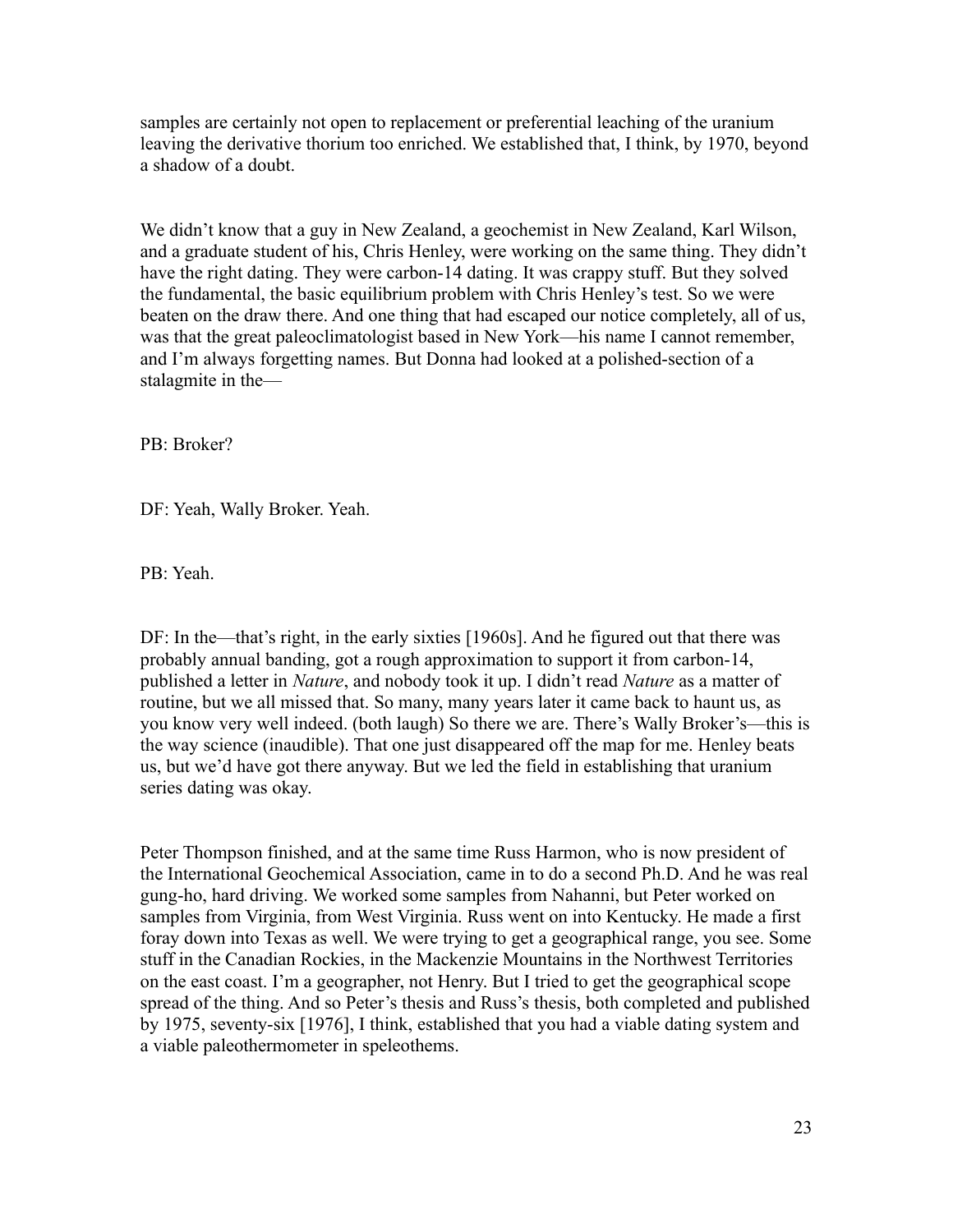samples are certainly not open to replacement or preferential leaching of the uranium leaving the derivative thorium too enriched. We established that, I think, by 1970, beyond a shadow of a doubt.

We didn't know that a guy in New Zealand, a geochemist in New Zealand, Karl Wilson, and a graduate student of his, Chris Henley, were working on the same thing. They didn't have the right dating. They were carbon-14 dating. It was crappy stuff. But they solved the fundamental, the basic equilibrium problem with Chris Henley's test. So we were beaten on the draw there. And one thing that had escaped our notice completely, all of us, was that the great paleoclimatologist based in New York—his name I cannot remember, and I'm always forgetting names. But Donna had looked at a polished-section of a stalagmite in the—

PB: Broker?

DF: Yeah, Wally Broker. Yeah.

PB: Yeah.

DF: In the—that's right, in the early sixties [1960s]. And he figured out that there was probably annual banding, got a rough approximation to support it from carbon-14, published a letter in *Nature*, and nobody took it up. I didn't read *Nature* as a matter of routine, but we all missed that. So many, many years later it came back to haunt us, as you know very well indeed. (both laugh) So there we are. There's Wally Broker's—this is the way science (inaudible). That one just disappeared off the map for me. Henley beats us, but we'd have got there anyway. But we led the field in establishing that uranium series dating was okay.

Peter Thompson finished, and at the same time Russ Harmon, who is now president of the International Geochemical Association, came in to do a second Ph.D. And he was real gung-ho, hard driving. We worked some samples from Nahanni, but Peter worked on samples from Virginia, from West Virginia. Russ went on into Kentucky. He made a first foray down into Texas as well. We were trying to get a geographical range, you see. Some stuff in the Canadian Rockies, in the Mackenzie Mountains in the Northwest Territories on the east coast. I'm a geographer, not Henry. But I tried to get the geographical scope spread of the thing. And so Peter's thesis and Russ's thesis, both completed and published by 1975, seventy-six [1976], I think, established that you had a viable dating system and a viable paleothermometer in speleothems.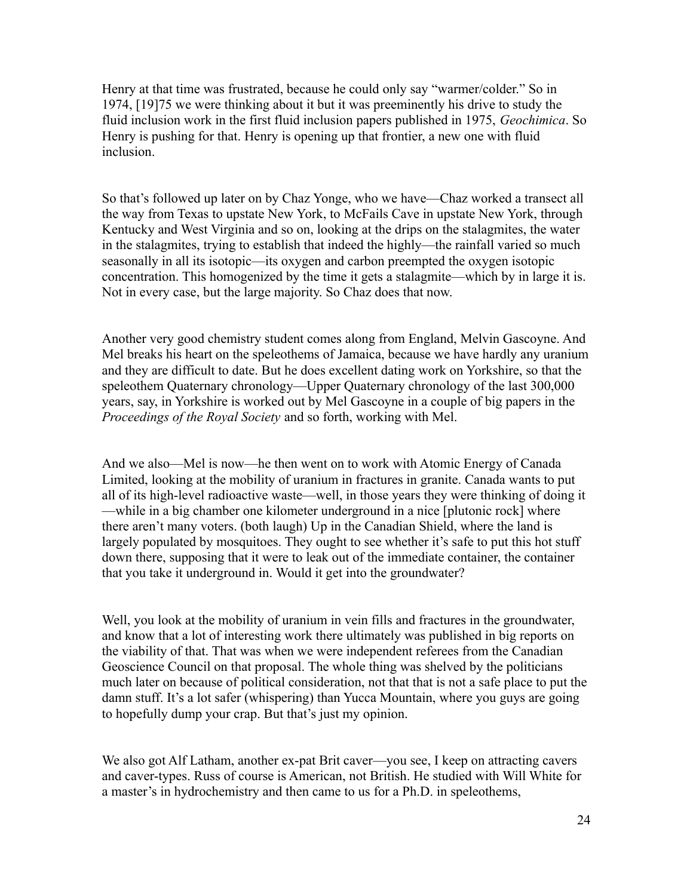Henry at that time was frustrated, because he could only say "warmer/colder." So in 1974, [19]75 we were thinking about it but it was preeminently his drive to study the fluid inclusion work in the first fluid inclusion papers published in 1975, *Geochimica*. So Henry is pushing for that. Henry is opening up that frontier, a new one with fluid inclusion.

So that's followed up later on by Chaz Yonge, who we have—Chaz worked a transect all the way from Texas to upstate New York, to McFails Cave in upstate New York, through Kentucky and West Virginia and so on, looking at the drips on the stalagmites, the water in the stalagmites, trying to establish that indeed the highly—the rainfall varied so much seasonally in all its isotopic—its oxygen and carbon preempted the oxygen isotopic concentration. This homogenized by the time it gets a stalagmite—which by in large it is. Not in every case, but the large majority. So Chaz does that now.

Another very good chemistry student comes along from England, Melvin Gascoyne. And Mel breaks his heart on the speleothems of Jamaica, because we have hardly any uranium and they are difficult to date. But he does excellent dating work on Yorkshire, so that the speleothem Quaternary chronology—Upper Quaternary chronology of the last 300,000 years, say, in Yorkshire is worked out by Mel Gascoyne in a couple of big papers in the *Proceedings of the Royal Society* and so forth, working with Mel.

And we also—Mel is now—he then went on to work with Atomic Energy of Canada Limited, looking at the mobility of uranium in fractures in granite. Canada wants to put all of its high-level radioactive waste—well, in those years they were thinking of doing it —while in a big chamber one kilometer underground in a nice [plutonic rock] where there aren't many voters. (both laugh) Up in the Canadian Shield, where the land is largely populated by mosquitoes. They ought to see whether it's safe to put this hot stuff down there, supposing that it were to leak out of the immediate container, the container that you take it underground in. Would it get into the groundwater?

Well, you look at the mobility of uranium in vein fills and fractures in the groundwater, and know that a lot of interesting work there ultimately was published in big reports on the viability of that. That was when we were independent referees from the Canadian Geoscience Council on that proposal. The whole thing was shelved by the politicians much later on because of political consideration, not that that is not a safe place to put the damn stuff. It's a lot safer (whispering) than Yucca Mountain, where you guys are going to hopefully dump your crap. But that's just my opinion.

We also got Alf Latham, another ex-pat Brit caver—you see, I keep on attracting cavers and caver-types. Russ of course is American, not British. He studied with Will White for a master's in hydrochemistry and then came to us for a Ph.D. in speleothems,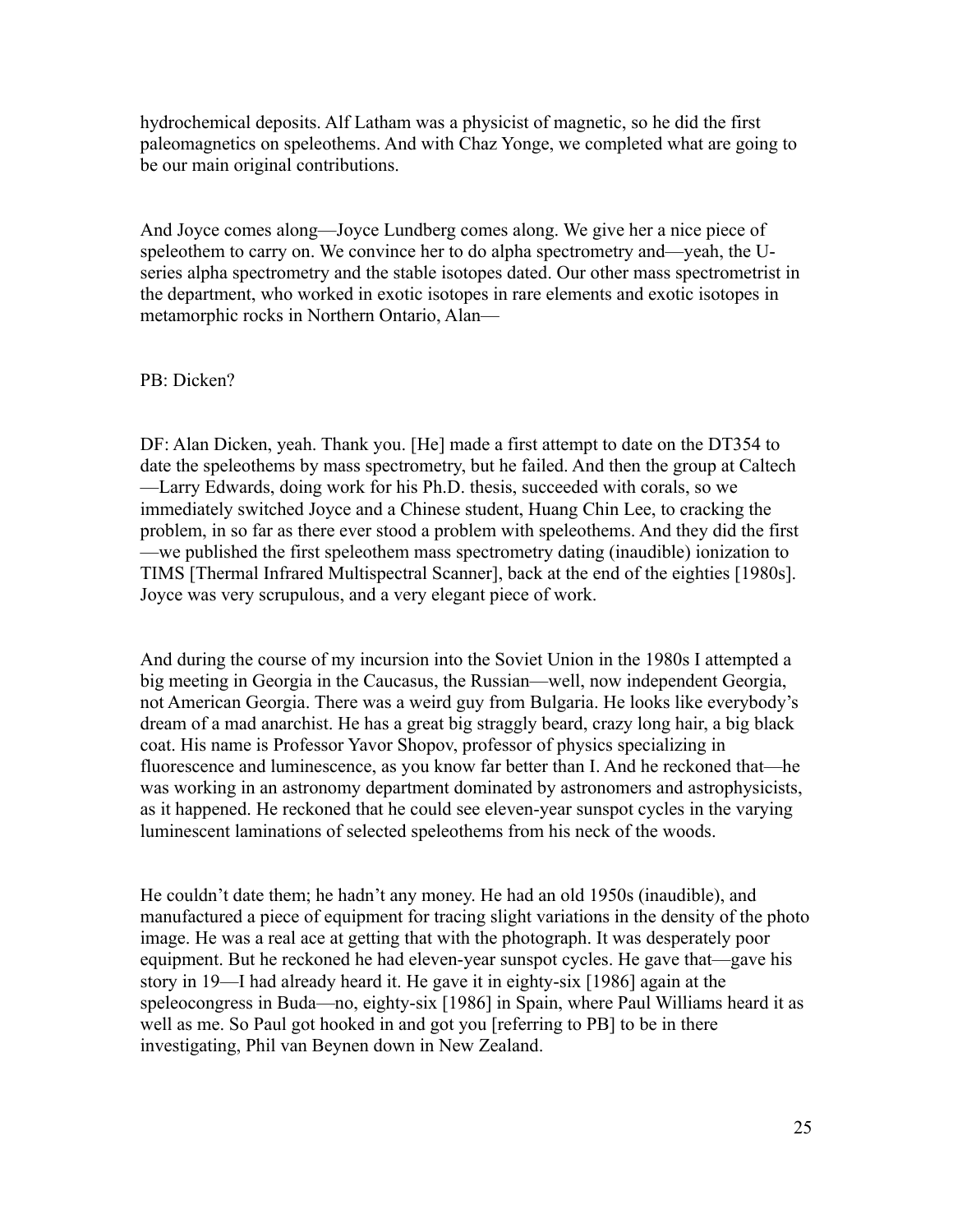hydrochemical deposits. Alf Latham was a physicist of magnetic, so he did the first paleomagnetics on speleothems. And with Chaz Yonge, we completed what are going to be our main original contributions.

And Joyce comes along—Joyce Lundberg comes along. We give her a nice piece of speleothem to carry on. We convince her to do alpha spectrometry and—yeah, the U-series alpha spectrometry and the stable isotopes dated. Our other mass spectrometrist in the department, who worked in exotic isotopes in rare elements and exotic isotopes in metamorphic rocks in Northern Ontario, Alan—

PB: Dicken?

DF: Alan Dicken, yeah. Thank you. [He] made a first attempt to date on the DT354 to date the speleothems by mass spectrometry, but he failed. And then the group at Caltech—Larry Edwards, doing work for his Ph.D. thesis, succeeded with corals, so we immediately switched Joyce and a Chinese student, Huang Chin Lee, to cracking the problem, in so far as there ever stood a problem with speleothems. And they did the first—we published the first speleothem mass spectrometry dating (inaudible) ionization to TIMS [Thermal Infrared Multispectral Scanner], back at the end of the eighties [1980s]. Joyce was very scrupulous, and a very elegant piece of work.

And during the course of my incursion into the Soviet Union in the 1980s I attempted a big meeting in Georgia in the Caucasus, the Russian—well, now independent Georgia, not American Georgia. There was a weird guy from Bulgaria. He looks like everybody's dream of a mad anarchist. He has a great big straggly beard, crazy long hair, a big black coat. His name is Professor Yavor Shopov, professor of physics specializing in fluorescence and luminescence, as you know far better than I. And he reckoned that—he was working in an astronomy department dominated by astronomers and astrophysicists, as it happened. He reckoned that he could see eleven-year sunspot cycles in the varying luminescent laminations of selected speleothems from his neck of the woods.

He couldn't date them; he hadn't any money. He had an old 1950s (inaudible), and manufactured a piece of equipment for tracing slight variations in the density of the photo image. He was a real ace at getting that with the photograph. It was desperately poor equipment. But he reckoned he had eleven-year sunspot cycles. He gave that—gave his story in 19—I had already heard it. He gave it in eighty-six [1986] again at the speleocongress in Buda—no, eighty-six [1986] in Spain, where Paul Williams heard it as well as me. So Paul got hooked in and got you [referring to PB] to be in there investigating, Phil van Beynen down in New Zealand.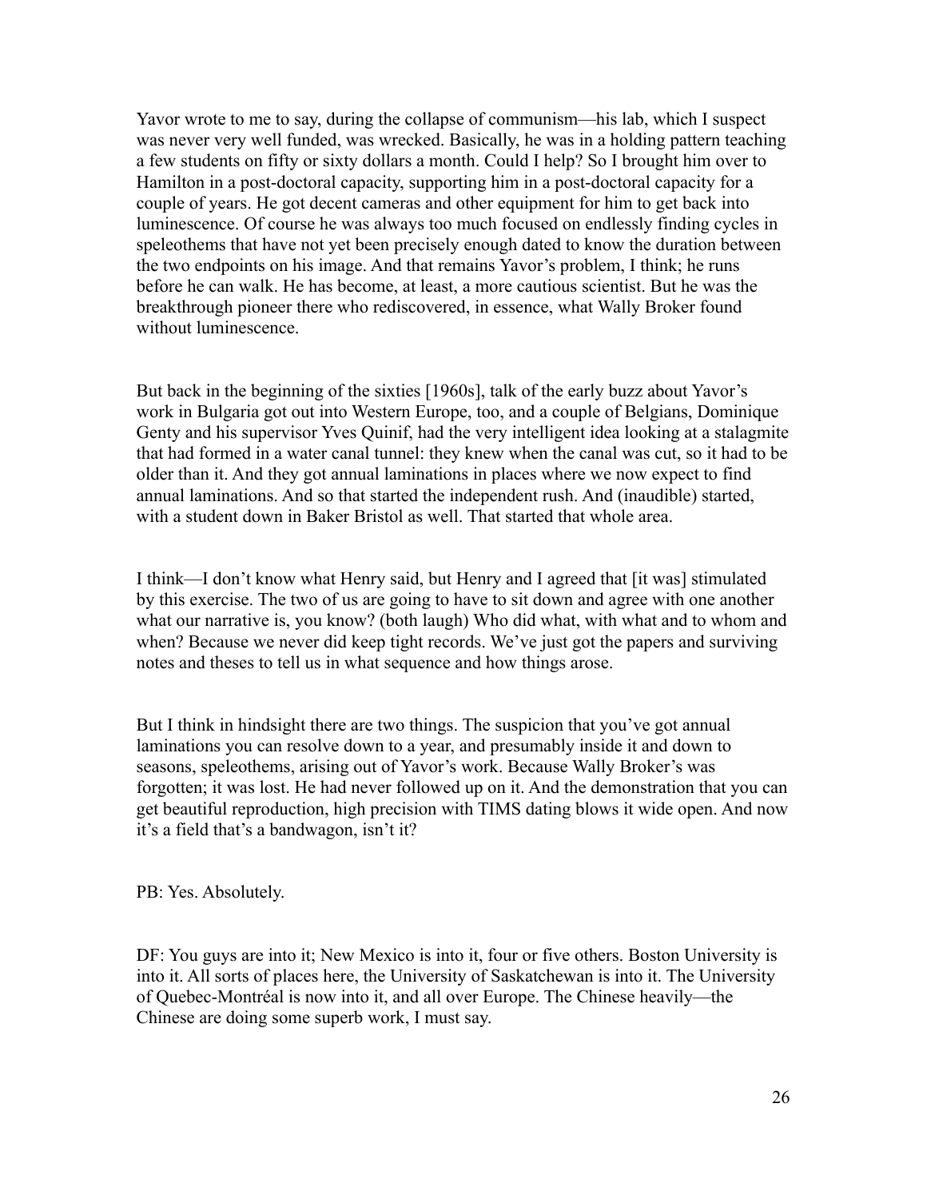Yavor wrote to me to say, during the collapse of communism—his lab, which I suspect was never very well funded, was wrecked. Basically, he was in a holding pattern teaching a few students on fifty or sixty dollars a month. Could I help? So I brought him over to Hamilton in a post-doctoral capacity, supporting him in a post-doctoral capacity for a couple of years. He got decent cameras and other equipment for him to get back into luminescence. Of course he was always too much focused on endlessly finding cycles in speleothems that have not yet been precisely enough dated to know the duration between the two endpoints on his image. And that remains Yavor's problem, I think; he runs before he can walk. He has become, at least, a more cautious scientist. But he was the breakthrough pioneer there who rediscovered, in essence, what Wally Broker found without luminescence.

But back in the beginning of the sixties [1960s], talk of the early buzz about Yavor's work in Bulgaria got out into Western Europe, too, and a couple of Belgians, Dominique Genty and his supervisor Yves Quinif, had the very intelligent idea looking at a stalagmite that had formed in a water canal tunnel: they knew when the canal was cut, so it had to be older than it. And they got annual laminations in places where we now expect to find annual laminations. And so that started the independent rush. And (inaudible) started, with a student down in Baker Bristol as well. That started that whole area.

I think—I don't know what Henry said, but Henry and I agreed that [it was] stimulated by this exercise. The two of us are going to have to sit down and agree with one another what our narrative is, you know? (both laugh) Who did what, with what and to whom and when? Because we never did keep tight records. We've just got the papers and surviving notes and theses to tell us in what sequence and how things arose.

But I think in hindsight there are two things. The suspicion that you've got annual laminations you can resolve down to a year, and presumably inside it and down to seasons, speleothems, arising out of Yavor's work. Because Wally Broker's was forgotten; it was lost. He had never followed up on it. And the demonstration that you can get beautiful reproduction, high precision with TIMS dating blows it wide open. And now it's a field that's a bandwagon, isn't it?

PB: Yes. Absolutely.

DF: You guys are into it; New Mexico is into it, four or five others. Boston University is into it. All sorts of places here, the University of Saskatchewan is into it. The University of Quebec-Montréal is now into it, and all over Europe. The Chinese heavily—the Chinese are doing some superb work, I must say.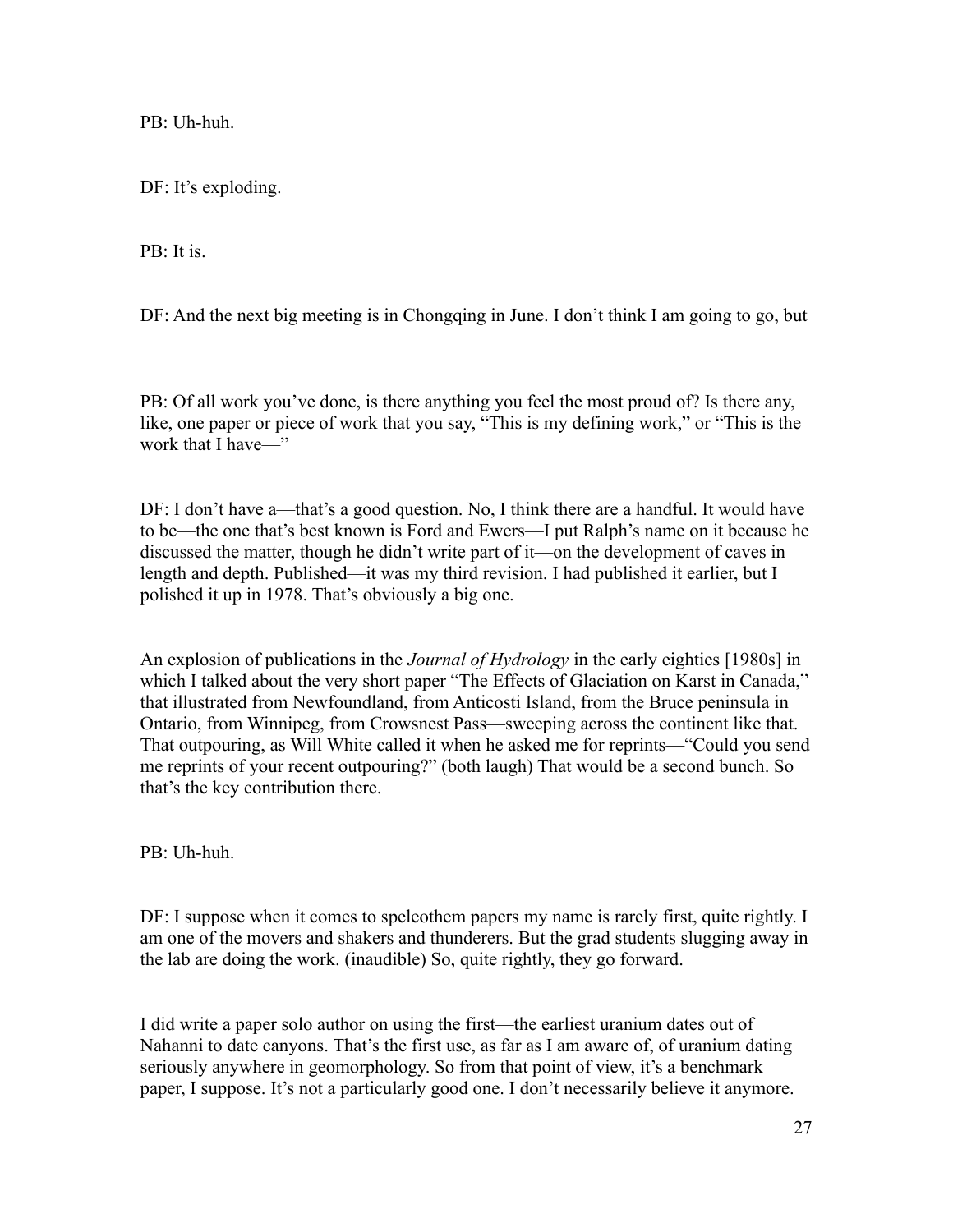PB: Uh-huh.

DF: It's exploding.

PB: It is.

DF: And the next big meeting is in Chongqing in June. I don't think I am going to go, but —

PB: Of all work you've done, is there anything you feel the most proud of? Is there any, like, one paper or piece of work that you say, "This is my defining work," or "This is the work that I have—"

DF: I don't have a—that's a good question. No, I think there are a handful. It would have to be—the one that's best known is Ford and Ewers—I put Ralph's name on it because he discussed the matter, though he didn't write part of it—on the development of caves in length and depth. Published—it was my third revision. I had published it earlier, but I polished it up in 1978. That's obviously a big one.

An explosion of publications in the *Journal of Hydrology* in the early eighties [1980s] in which I talked about the very short paper "The Effects of Glaciation on Karst in Canada," that illustrated from Newfoundland, from Anticosti Island, from the Bruce peninsula in Ontario, from Winnipeg, from Crowsnest Pass—sweeping across the continent like that. That outpouring, as Will White called it when he asked me for reprints—"Could you send me reprints of your recent outpouring?" (both laugh) That would be a second bunch. So that's the key contribution there.

PB: Uh-huh.

DF: I suppose when it comes to speleothem papers my name is rarely first, quite rightly. I am one of the movers and shakers and thunderers. But the grad students slugging away in the lab are doing the work. (inaudible) So, quite rightly, they go forward.

I did write a paper solo author on using the first—the earliest uranium dates out of Nahanni to date canyons. That's the first use, as far as I am aware of, of uranium dating seriously anywhere in geomorphology. So from that point of view, it's a benchmark paper, I suppose. It's not a particularly good one. I don't necessarily believe it anymore.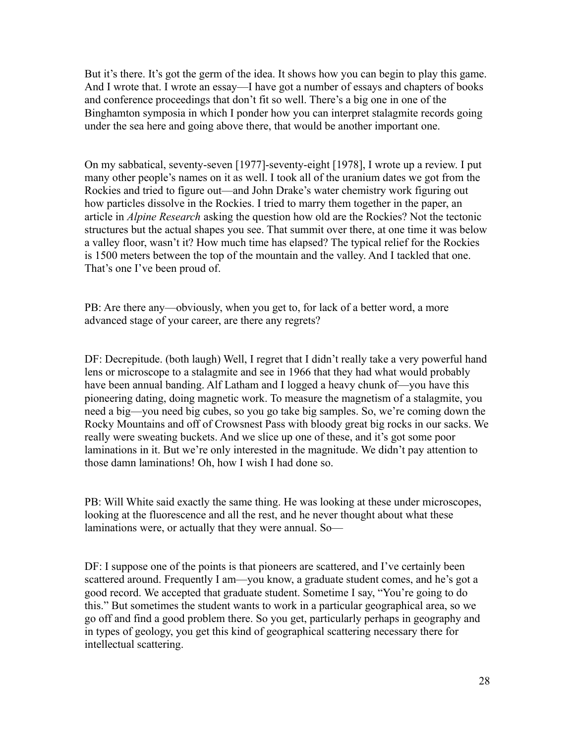But it's there. It's got the germ of the idea. It shows how you can begin to play this game. And I wrote that. I wrote an essay—I have got a number of essays and chapters of books and conference proceedings that don't fit so well. There's a big one in one of the Binghamton symposia in which I ponder how you can interpret stalagmite records going under the sea here and going above there, that would be another important one.

On my sabbatical, seventy-seven [1977]-seventy-eight [1978], I wrote up a review. I put many other people's names on it as well. I took all of the uranium dates we got from the Rockies and tried to figure out—and John Drake's water chemistry work figuring out how particles dissolve in the Rockies. I tried to marry them together in the paper, an article in *Alpine Research* asking the question how old are the Rockies? Not the tectonic structures but the actual shapes you see. That summit over there, at one time it was below a valley floor, wasn't it? How much time has elapsed? The typical relief for the Rockies is 1500 meters between the top of the mountain and the valley. And I tackled that one. That's one I've been proud of.

PB: Are there any—obviously, when you get to, for lack of a better word, a more advanced stage of your career, are there any regrets?

DF: Decrepitude. (both laugh) Well, I regret that I didn't really take a very powerful hand lens or microscope to a stalagmite and see in 1966 that they had what would probably have been annual banding. Alf Latham and I logged a heavy chunk of—you have this pioneering dating, doing magnetic work. To measure the magnetism of a stalagmite, you need a big—you need big cubes, so you go take big samples. So, we're coming down the Rocky Mountains and off of Crowsnest Pass with bloody great big rocks in our sacks. We really were sweating buckets. And we slice up one of these, and it's got some poor laminations in it. But we're only interested in the magnitude. We didn't pay attention to those damn laminations! Oh, how I wish I had done so.

PB: Will White said exactly the same thing. He was looking at these under microscopes, looking at the fluorescence and all the rest, and he never thought about what these laminations were, or actually that they were annual. So—

DF: I suppose one of the points is that pioneers are scattered, and I've certainly been scattered around. Frequently I am—you know, a graduate student comes, and he's got a good record. We accepted that graduate student. Sometime I say, "You're going to do this." But sometimes the student wants to work in a particular geographical area, so we go off and find a good problem there. So you get, particularly perhaps in geography and in types of geology, you get this kind of geographical scattering necessary there for intellectual scattering.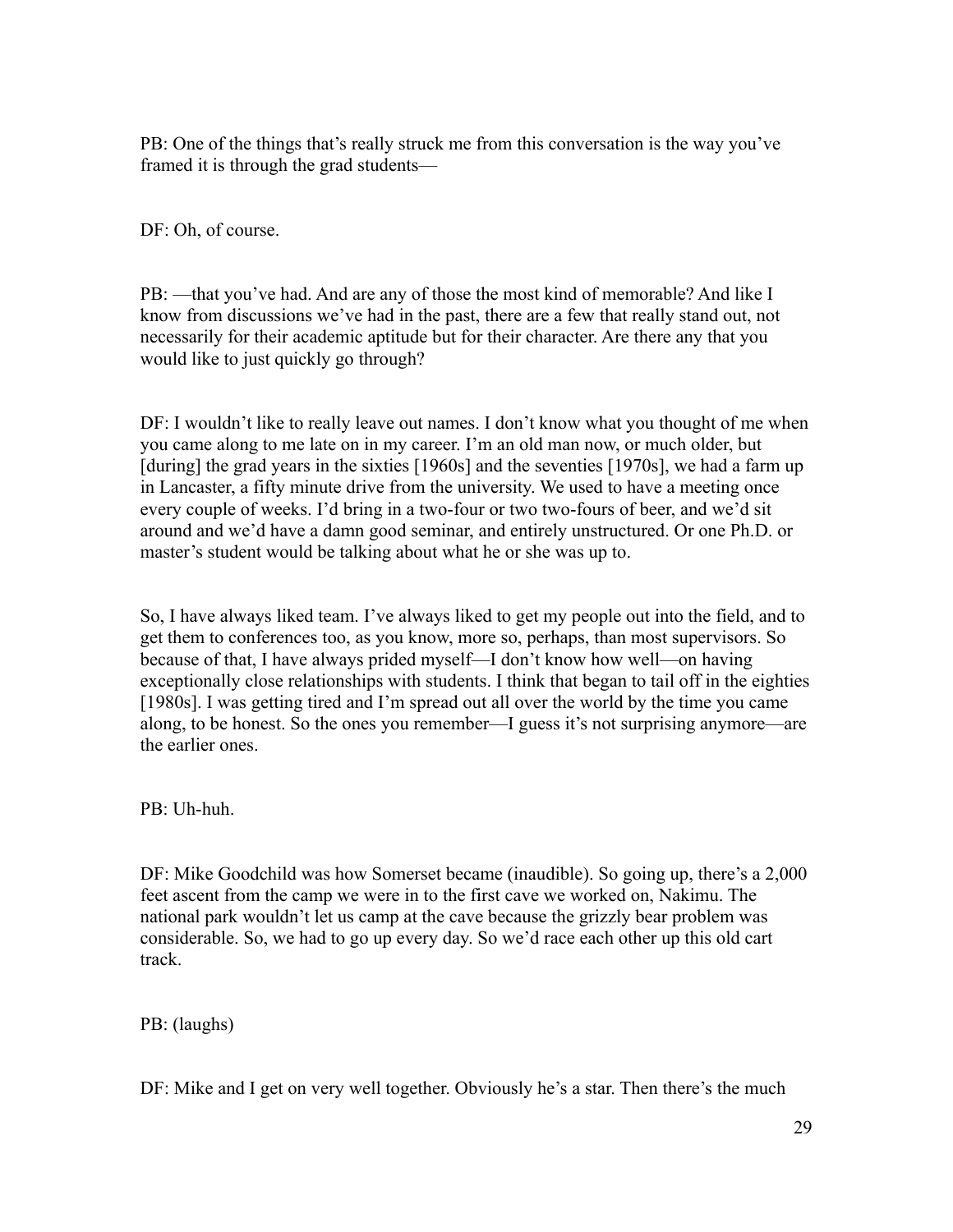PB: One of the things that's really struck me from this conversation is the way you've framed it is through the grad students—

DF: Oh, of course.

PB: —that you've had. And are any of those the most kind of memorable? And like I know from discussions we've had in the past, there are a few that really stand out, not necessarily for their academic aptitude but for their character. Are there any that you would like to just quickly go through?

DF: I wouldn't like to really leave out names. I don't know what you thought of me when you came along to me late on in my career. I'm an old man now, or much older, but [during] the grad years in the sixties [1960s] and the seventies [1970s], we had a farm up in Lancaster, a fifty minute drive from the university. We used to have a meeting once every couple of weeks. I'd bring in a two-four or two two-fours of beer, and we'd sit around and we'd have a damn good seminar, and entirely unstructured. Or one Ph.D. or master's student would be talking about what he or she was up to.

So, I have always liked team. I've always liked to get my people out into the field, and to get them to conferences too, as you know, more so, perhaps, than most supervisors. So because of that, I have always prided myself—I don't know how well—on having exceptionally close relationships with students. I think that began to tail off in the eighties [1980s]. I was getting tired and I'm spread out all over the world by the time you came along, to be honest. So the ones you remember—I guess it's not surprising anymore—are the earlier ones.

PB: Uh-huh.

DF: Mike Goodchild was how Somerset became (inaudible). So going up, there's a 2,000 feet ascent from the camp we were in to the first cave we worked on, Nakimu. The national park wouldn't let us camp at the cave because the grizzly bear problem was considerable. So, we had to go up every day. So we'd race each other up this old cart track.

PB: (laughs)

DF: Mike and I get on very well together. Obviously he's a star. Then there's the much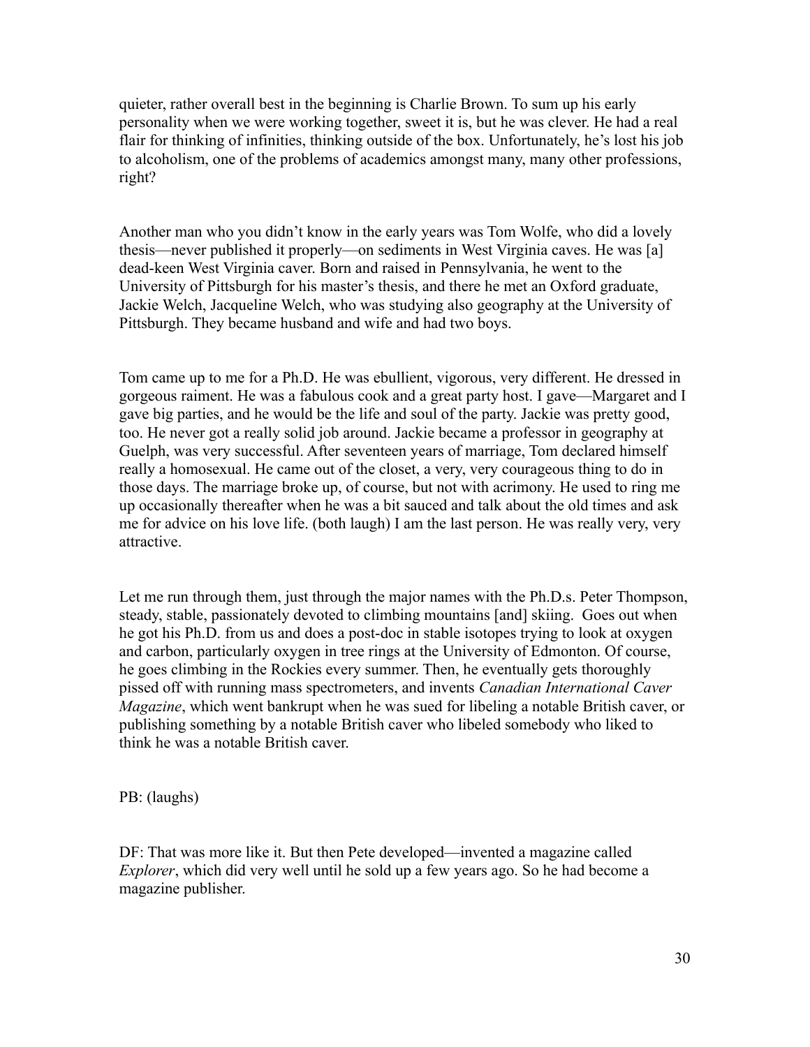quieter, rather overall best in the beginning is Charlie Brown. To sum up his early personality when we were working together, sweet it is, but he was clever. He had a real flair for thinking of infinities, thinking outside of the box. Unfortunately, he's lost his job to alcoholism, one of the problems of academics amongst many, many other professions, right?

Another man who you didn't know in the early years was Tom Wolfe, who did a lovely thesis—never published it properly—on sediments in West Virginia caves. He was [a] dead-keen West Virginia caver. Born and raised in Pennsylvania, he went to the University of Pittsburgh for his master's thesis, and there he met an Oxford graduate, Jackie Welch, Jacqueline Welch, who was studying also geography at the University of Pittsburgh. They became husband and wife and had two boys.

Tom came up to me for a Ph.D. He was ebullient, vigorous, very different. He dressed in gorgeous raiment. He was a fabulous cook and a great party host. I gave—Margaret and I gave big parties, and he would be the life and soul of the party. Jackie was pretty good, too. He never got a really solid job around. Jackie became a professor in geography at Guelph, was very successful. After seventeen years of marriage, Tom declared himself really a homosexual. He came out of the closet, a very, very courageous thing to do in those days. The marriage broke up, of course, but not with acrimony. He used to ring me up occasionally thereafter when he was a bit sauced and talk about the old times and ask me for advice on his love life. (both laugh) I am the last person. He was really very, very attractive.

Let me run through them, just through the major names with the Ph.D.s. Peter Thompson, steady, stable, passionately devoted to climbing mountains [and] skiing. Goes out when he got his Ph.D. from us and does a post-doc in stable isotopes trying to look at oxygen and carbon, particularly oxygen in tree rings at the University of Edmonton. Of course, he goes climbing in the Rockies every summer. Then, he eventually gets thoroughly pissed off with running mass spectrometers, and invents *Canadian International Caver Magazine*, which went bankrupt when he was sued for libeling a notable British caver, or publishing something by a notable British caver who libeled somebody who liked to think he was a notable British caver.

PB: (laughs)

DF: That was more like it. But then Pete developed—invented a magazine called *Explorer*, which did very well until he sold up a few years ago. So he had become a magazine publisher.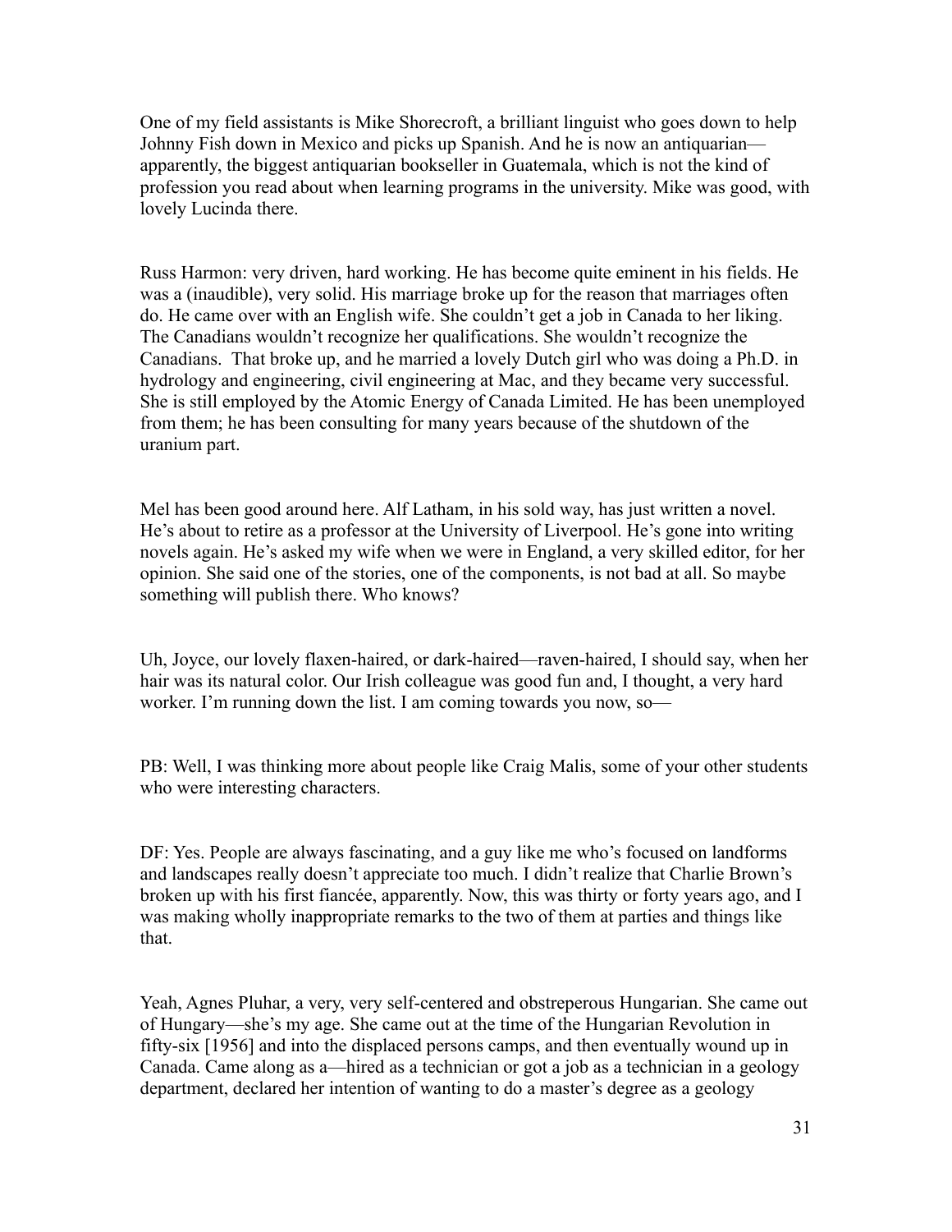One of my field assistants is Mike Shorecroft, a brilliant linguist who goes down to help Johnny Fish down in Mexico and picks up Spanish. And he is now an antiquarian—apparently, the biggest antiquarian bookseller in Guatemala, which is not the kind of profession you read about when learning programs in the university. Mike was good, with lovely Lucinda there.

Russ Harmon: very driven, hard working. He has become quite eminent in his fields. He was a (inaudible), very solid. His marriage broke up for the reason that marriages often do. He came over with an English wife. She couldn't get a job in Canada to her liking. The Canadians wouldn't recognize her qualifications. She wouldn't recognize the Canadians. That broke up, and he married a lovely Dutch girl who was doing a Ph.D. in hydrology and engineering, civil engineering at Mac, and they became very successful. She is still employed by the Atomic Energy of Canada Limited. He has been unemployed from them; he has been consulting for many years because of the shutdown of the uranium part.

Mel has been good around here. Alf Latham, in his sold way, has just written a novel. He's about to retire as a professor at the University of Liverpool. He's gone into writing novels again. He's asked my wife when we were in England, a very skilled editor, for her opinion. She said one of the stories, one of the components, is not bad at all. So maybe something will publish there. Who knows?

Uh, Joyce, our lovely flaxen-haired, or dark-haired—raven-haired, I should say, when her hair was its natural color. Our Irish colleague was good fun and, I thought, a very hard worker. I'm running down the list. I am coming towards you now, so—

PB: Well, I was thinking more about people like Craig Malis, some of your other students who were interesting characters.

DF: Yes. People are always fascinating, and a guy like me who's focused on landforms and landscapes really doesn't appreciate too much. I didn't realize that Charlie Brown's broken up with his first fiancée, apparently. Now, this was thirty or forty years ago, and I was making wholly inappropriate remarks to the two of them at parties and things like that.

Yeah, Agnes Pluhar, a very, very self-centered and obstreperous Hungarian. She came out of Hungary—she's my age. She came out at the time of the Hungarian Revolution in fifty-six [1956] and into the displaced persons camps, and then eventually wound up in Canada. Came along as a—hired as a technician or got a job as a technician in a geology department, declared her intention of wanting to do a master's degree as a geology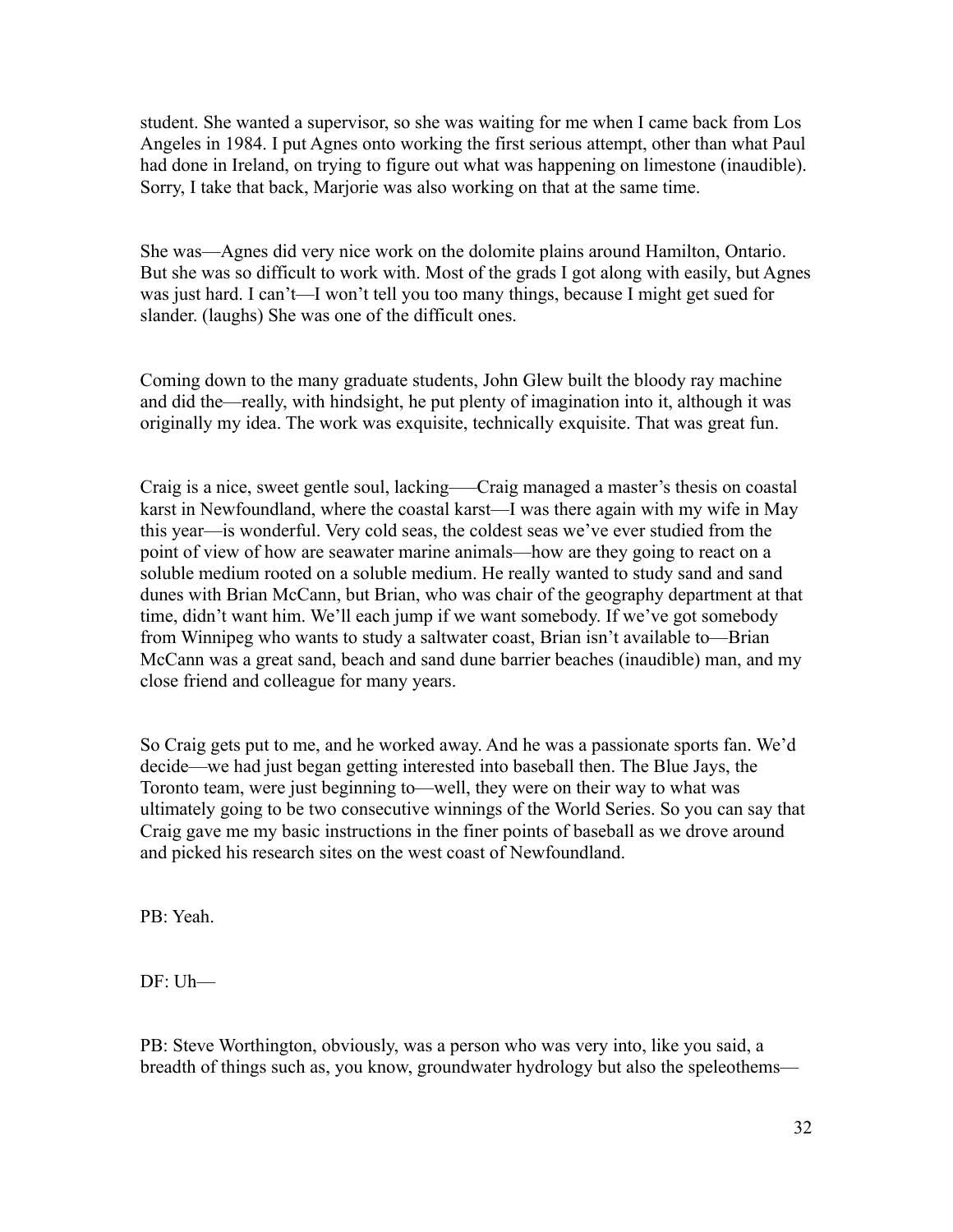student. She wanted a supervisor, so she was waiting for me when I came back from Los Angeles in 1984. I put Agnes onto working the first serious attempt, other than what Paul had done in Ireland, on trying to figure out what was happening on limestone (inaudible). Sorry, I take that back, Marjorie was also working on that at the same time.

She was—Agnes did very nice work on the dolomite plains around Hamilton, Ontario. But she was so difficult to work with. Most of the grads I got along with easily, but Agnes was just hard. I can't—I won't tell you too many things, because I might get sued for slander. (laughs) She was one of the difficult ones.

Coming down to the many graduate students, John Glew built the bloody ray machine and did the—really, with hindsight, he put plenty of imagination into it, although it was originally my idea. The work was exquisite, technically exquisite. That was great fun.

Craig is a nice, sweet gentle soul, lacking—–Craig managed a master's thesis on coastal karst in Newfoundland, where the coastal karst—I was there again with my wife in May this year—is wonderful. Very cold seas, the coldest seas we've ever studied from the point of view of how are seawater marine animals—how are they going to react on a soluble medium rooted on a soluble medium. He really wanted to study sand and sand dunes with Brian McCann, but Brian, who was chair of the geography department at that time, didn't want him. We'll each jump if we want somebody. If we've got somebody from Winnipeg who wants to study a saltwater coast, Brian isn't available to—Brian McCann was a great sand, beach and sand dune barrier beaches (inaudible) man, and my close friend and colleague for many years.

So Craig gets put to me, and he worked away. And he was a passionate sports fan. We'd decide—we had just began getting interested into baseball then. The Blue Jays, the Toronto team, were just beginning to—well, they were on their way to what was ultimately going to be two consecutive winnings of the World Series. So you can say that Craig gave me my basic instructions in the finer points of baseball as we drove around and picked his research sites on the west coast of Newfoundland.

PB: Yeah.

DF: Uh—

PB: Steve Worthington, obviously, was a person who was very into, like you said, a breadth of things such as, you know, groundwater hydrology but also the speleothems—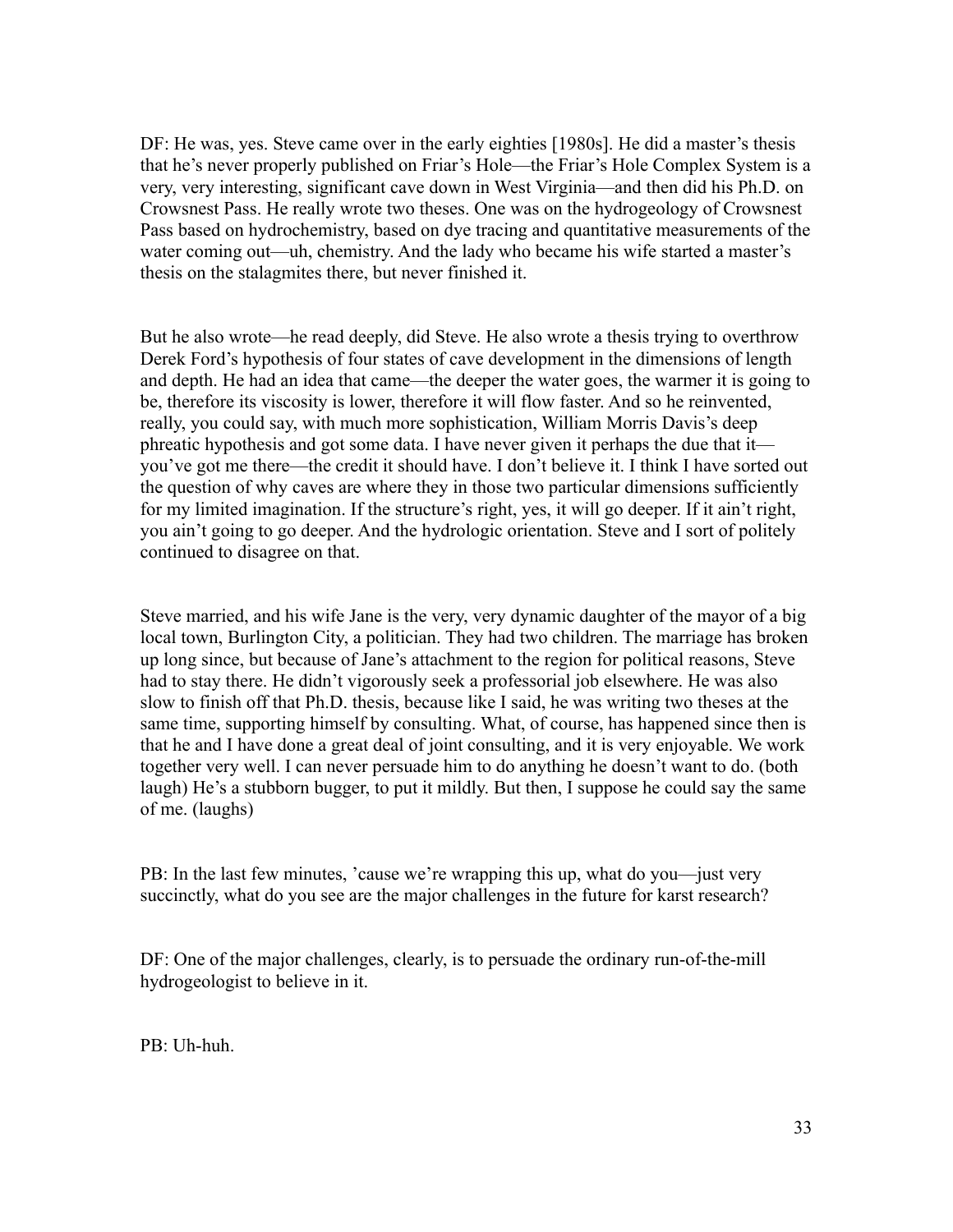DF: He was, yes. Steve came over in the early eighties [1980s]. He did a master's thesis that he's never properly published on Friar's Hole—the Friar's Hole Complex System is a very, very interesting, significant cave down in West Virginia—and then did his Ph.D. on Crowsnest Pass. He really wrote two theses. One was on the hydrogeology of Crowsnest Pass based on hydrochemistry, based on dye tracing and quantitative measurements of the water coming out—uh, chemistry. And the lady who became his wife started a master's thesis on the stalagmites there, but never finished it.

But he also wrote—he read deeply, did Steve. He also wrote a thesis trying to overthrow Derek Ford's hypothesis of four states of cave development in the dimensions of length and depth. He had an idea that came—the deeper the water goes, the warmer it is going to be, therefore its viscosity is lower, therefore it will flow faster. And so he reinvented, really, you could say, with much more sophistication, William Morris Davis's deep phreatic hypothesis and got some data. I have never given it perhaps the due that it—you've got me there—the credit it should have. I don't believe it. I think I have sorted out the question of why caves are where they in those two particular dimensions sufficiently for my limited imagination. If the structure's right, yes, it will go deeper. If it ain't right, you ain't going to go deeper. And the hydrologic orientation. Steve and I sort of politely continued to disagree on that.

Steve married, and his wife Jane is the very, very dynamic daughter of the mayor of a big local town, Burlington City, a politician. They had two children. The marriage has broken up long since, but because of Jane's attachment to the region for political reasons, Steve had to stay there. He didn't vigorously seek a professorial job elsewhere. He was also slow to finish off that Ph.D. thesis, because like I said, he was writing two theses at the same time, supporting himself by consulting. What, of course, has happened since then is that he and I have done a great deal of joint consulting, and it is very enjoyable. We work together very well. I can never persuade him to do anything he doesn't want to do. (both laugh) He's a stubborn bugger, to put it mildly. But then, I suppose he could say the same of me. (laughs)

PB: In the last few minutes, 'cause we're wrapping this up, what do you—just very succinctly, what do you see are the major challenges in the future for karst research?

DF: One of the major challenges, clearly, is to persuade the ordinary run-of-the-mill hydrogeologist to believe in it.

PB: Uh-huh.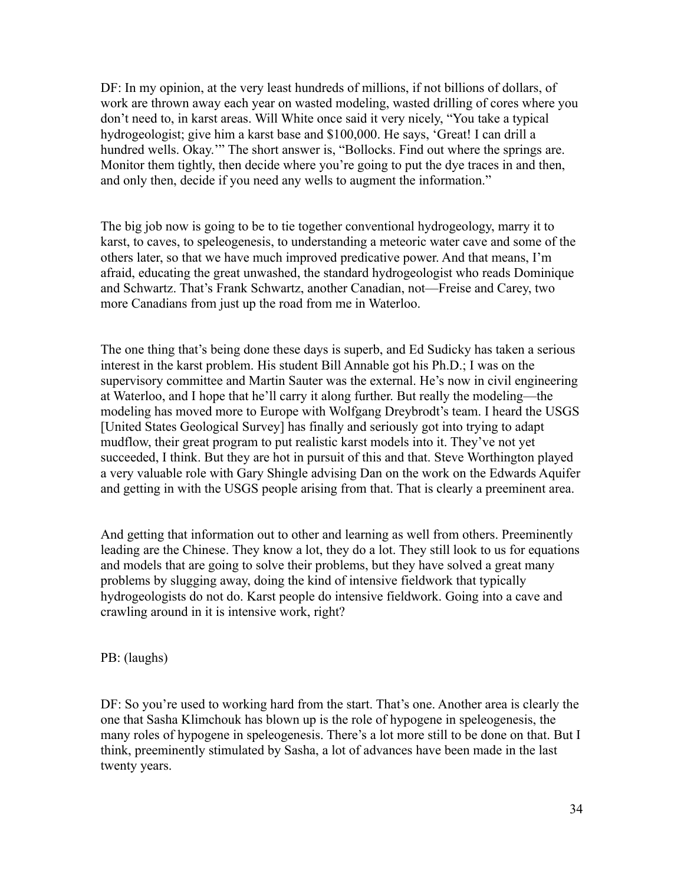DF: In my opinion, at the very least hundreds of millions, if not billions of dollars, of work are thrown away each year on wasted modeling, wasted drilling of cores where you don't need to, in karst areas. Will White once said it very nicely, "You take a typical hydrogeologist; give him a karst base and $100,000. He says, 'Great! I can drill a hundred wells. Okay.'" The short answer is, "Bollocks. Find out where the springs are. Monitor them tightly, then decide where you're going to put the dye traces in and then, and only then, decide if you need any wells to augment the information."

The big job now is going to be to tie together conventional hydrogeology, marry it to karst, to caves, to speleogenesis, to understanding a meteoric water cave and some of the others later, so that we have much improved predicative power. And that means, I'm afraid, educating the great unwashed, the standard hydrogeologist who reads Dominique and Schwartz. That's Frank Schwartz, another Canadian, not—Freise and Carey, two more Canadians from just up the road from me in Waterloo.

The one thing that's being done these days is superb, and Ed Sudicky has taken a serious interest in the karst problem. His student Bill Annable got his Ph.D.; I was on the supervisory committee and Martin Sauter was the external. He's now in civil engineering at Waterloo, and I hope that he'll carry it along further. But really the modeling—the modeling has moved more to Europe with Wolfgang Dreybrodt's team. I heard the USGS [United States Geological Survey] has finally and seriously got into trying to adapt mudflow, their great program to put realistic karst models into it. They've not yet succeeded, I think. But they are hot in pursuit of this and that. Steve Worthington played a very valuable role with Gary Shingle advising Dan on the work on the Edwards Aquifer and getting in with the USGS people arising from that. That is clearly a preeminent area.

And getting that information out to other and learning as well from others. Preeminently leading are the Chinese. They know a lot, they do a lot. They still look to us for equations and models that are going to solve their problems, but they have solved a great many problems by slugging away, doing the kind of intensive fieldwork that typically hydrogeologists do not do. Karst people do intensive fieldwork. Going into a cave and crawling around in it is intensive work, right?

PB: (laughs)

DF: So you're used to working hard from the start. That's one. Another area is clearly the one that Sasha Klimchouk has blown up is the role of hypogene in speleogenesis, the many roles of hypogene in speleogenesis. There's a lot more still to be done on that. But I think, preeminently stimulated by Sasha, a lot of advances have been made in the last twenty years.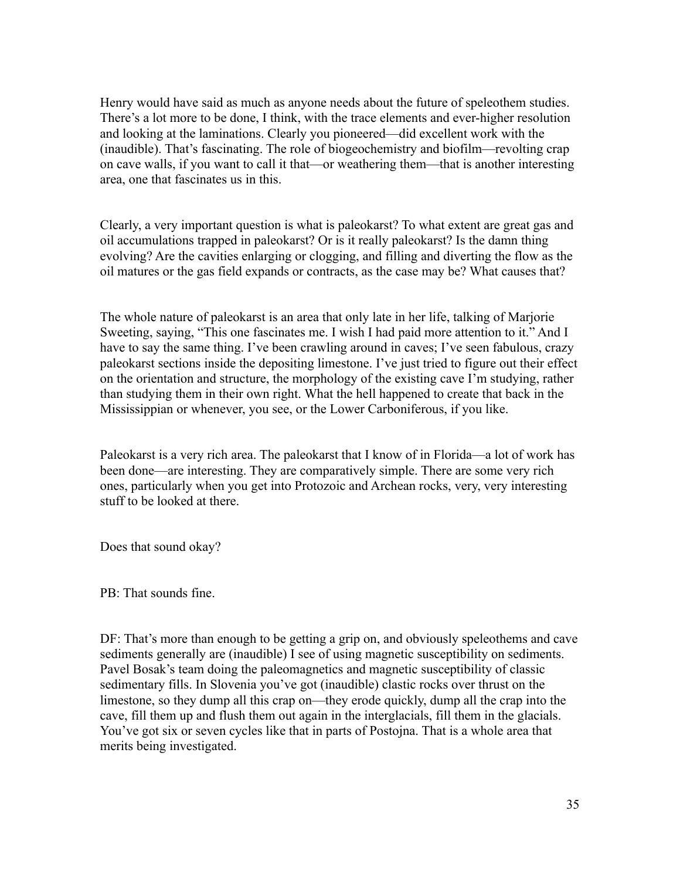Henry would have said as much as anyone needs about the future of speleothem studies. There's a lot more to be done, I think, with the trace elements and ever-higher resolution and looking at the laminations. Clearly you pioneered—did excellent work with the (inaudible). That's fascinating. The role of biogeochemistry and biofilm—revolting crap on cave walls, if you want to call it that—or weathering them—that is another interesting area, one that fascinates us in this.

Clearly, a very important question is what is paleokarst? To what extent are great gas and oil accumulations trapped in paleokarst? Or is it really paleokarst? Is the damn thing evolving? Are the cavities enlarging or clogging, and filling and diverting the flow as the oil matures or the gas field expands or contracts, as the case may be? What causes that?

The whole nature of paleokarst is an area that only late in her life, talking of Marjorie Sweeting, saying, "This one fascinates me. I wish I had paid more attention to it." And I have to say the same thing. I've been crawling around in caves; I've seen fabulous, crazy paleokarst sections inside the depositing limestone. I've just tried to figure out their effect on the orientation and structure, the morphology of the existing cave I'm studying, rather than studying them in their own right. What the hell happened to create that back in the Mississippian or whenever, you see, or the Lower Carboniferous, if you like.

Paleokarst is a very rich area. The paleokarst that I know of in Florida—a lot of work has been done—are interesting. They are comparatively simple. There are some very rich ones, particularly when you get into Protozoic and Archean rocks, very, very interesting stuff to be looked at there.

Does that sound okay?

PB: That sounds fine.

DF: That's more than enough to be getting a grip on, and obviously speleothems and cave sediments generally are (inaudible) I see of using magnetic susceptibility on sediments. Pavel Bosak's team doing the paleomagnetics and magnetic susceptibility of classic sedimentary fills. In Slovenia you've got (inaudible) clastic rocks over thrust on the limestone, so they dump all this crap on—they erode quickly, dump all the crap into the cave, fill them up and flush them out again in the interglacials, fill them in the glacials. You've got six or seven cycles like that in parts of Postojna. That is a whole area that merits being investigated.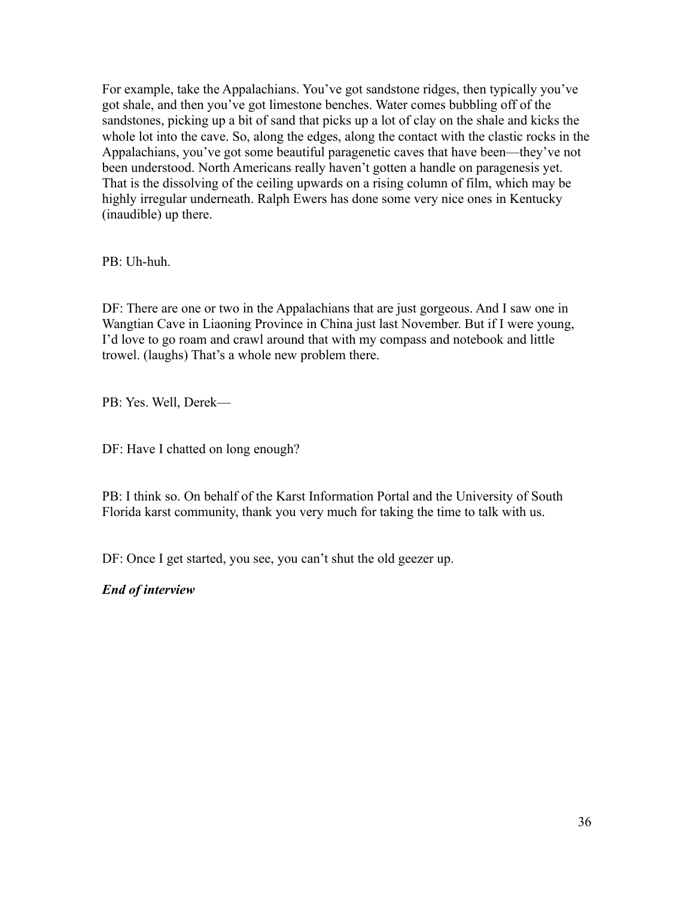For example, take the Appalachians. You've got sandstone ridges, then typically you've got shale, and then you've got limestone benches. Water comes bubbling off of the sandstones, picking up a bit of sand that picks up a lot of clay on the shale and kicks the whole lot into the cave. So, along the edges, along the contact with the clastic rocks in the Appalachians, you've got some beautiful paragenetic caves that have been—they've not been understood. North Americans really haven't gotten a handle on paragenesis yet. That is the dissolving of the ceiling upwards on a rising column of film, which may be highly irregular underneath. Ralph Ewers has done some very nice ones in Kentucky (inaudible) up there.

PB: Uh-huh.

DF: There are one or two in the Appalachians that are just gorgeous. And I saw one in Wangtian Cave in Liaoning Province in China just last November. But if I were young, I'd love to go roam and crawl around that with my compass and notebook and little trowel. (laughs) That's a whole new problem there.

PB: Yes. Well, Derek—

DF: Have I chatted on long enough?

PB: I think so. On behalf of the Karst Information Portal and the University of South Florida karst community, thank you very much for taking the time to talk with us.

DF: Once I get started, you see, you can't shut the old geezer up.

***End of interview***